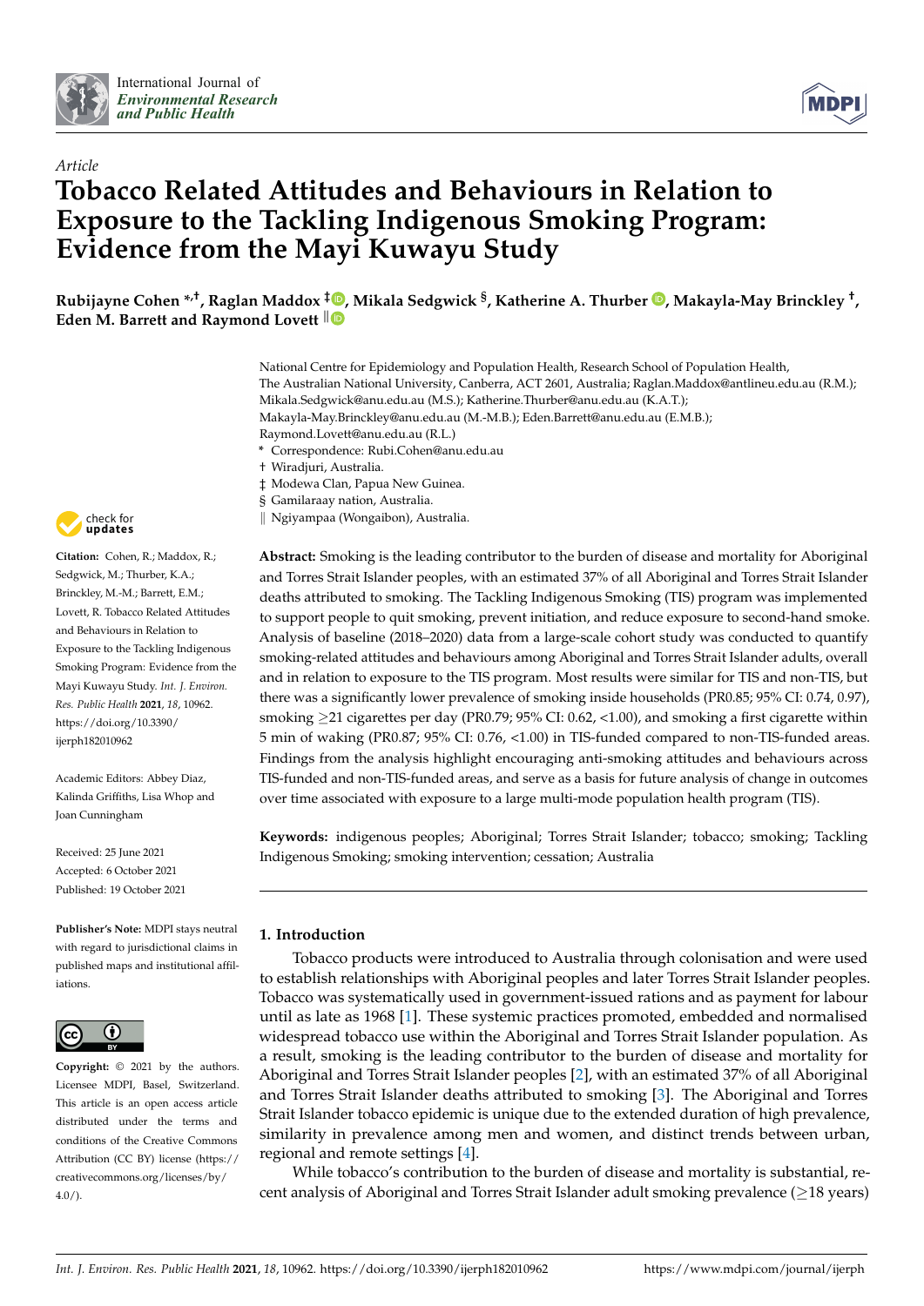*Article*

# Tobacco Related Attitudes and Behaviours in Relation to Exposure to the Tackling Indigenous Smoking Program: Evidence from the Mayi Kuwayu Study

**Rubijayne Cohen [*,†], Raglan Maddox [‡], Mikala Sedgwick [§], Katherine A. Thurber, Makayla-May Brinckley [†], Eden M. Barrett and Raymond Lovett [‖]**

National Centre for Epidemiology and Population Health, Research School of Population Health, The Australian National University, Canberra, ACT 2601, Australia; Raglan.Maddox@antlineu.edu.au (R.M.); Mikala.Sedgwick@anu.edu.au (M.S.); Katherine.Thurber@anu.edu.au (K.A.T.); Makayla-May.Brinckley@anu.edu.au (M.-M.B.); Eden.Barrett@anu.edu.au (E.M.B.); Raymond.Lovett@anu.edu.au (R.L.)

\* Correspondence: Rubi.Cohen@anu.edu.au

† Wiradjuri, Australia.

‡ Modewa Clan, Papua New Guinea.

§ Gamilaraay nation, Australia.

‖ Ngiyampaa (Wongaibon), Australia.

**Citation:** Cohen, R.; Maddox, R.; Sedgwick, M.; Thurber, K.A.; Brinckley, M.-M.; Barrett, E.M.; Lovett, R. Tobacco Related Attitudes and Behaviours in Relation to Exposure to the Tackling Indigenous Smoking Program: Evidence from the Mayi Kuwayu Study. *Int. J. Environ. Res. Public Health* **2021**, *18*, 10962. https://doi.org/10.3390/ijerph182010962

Academic Editors: Abbey Diaz, Kalinda Griffiths, Lisa Whop and Joan Cunningham

Received: 25 June 2021
Accepted: 6 October 2021
Published: 19 October 2021

**Publisher's Note:** MDPI stays neutral with regard to jurisdictional claims in published maps and institutional affiliations.

**Copyright:** © 2021 by the authors. Licensee MDPI, Basel, Switzerland. This article is an open access article distributed under the terms and conditions of the Creative Commons Attribution (CC BY) license (https://creativecommons.org/licenses/by/4.0/).

**Abstract:** Smoking is the leading contributor to the burden of disease and mortality for Aboriginal and Torres Strait Islander peoples, with an estimated 37% of all Aboriginal and Torres Strait Islander deaths attributed to smoking. The Tackling Indigenous Smoking (TIS) program was implemented to support people to quit smoking, prevent initiation, and reduce exposure to second-hand smoke. Analysis of baseline (2018–2020) data from a large-scale cohort study was conducted to quantify smoking-related attitudes and behaviours among Aboriginal and Torres Strait Islander adults, overall and in relation to exposure to the TIS program. Most results were similar for TIS and non-TIS, but there was a significantly lower prevalence of smoking inside households (PR0.85; 95% CI: 0.74, 0.97), smoking ≥21 cigarettes per day (PR0.79; 95% CI: 0.62, <1.00), and smoking a first cigarette within 5 min of waking (PR0.87; 95% CI: 0.76, <1.00) in TIS-funded compared to non-TIS-funded areas. Findings from the analysis highlight encouraging anti-smoking attitudes and behaviours across TIS-funded and non-TIS-funded areas, and serve as a basis for future analysis of change in outcomes over time associated with exposure to a large multi-mode population health program (TIS).

**Keywords:** indigenous peoples; Aboriginal; Torres Strait Islander; tobacco; smoking; Tackling Indigenous Smoking; smoking intervention; cessation; Australia

## 1. Introduction

Tobacco products were introduced to Australia through colonisation and were used to establish relationships with Aboriginal peoples and later Torres Strait Islander peoples. Tobacco was systematically used in government-issued rations and as payment for labour until as late as 1968 [1]. These systemic practices promoted, embedded and normalised widespread tobacco use within the Aboriginal and Torres Strait Islander population. As a result, smoking is the leading contributor to the burden of disease and mortality for Aboriginal and Torres Strait Islander peoples [2], with an estimated 37% of all Aboriginal and Torres Strait Islander deaths attributed to smoking [3]. The Aboriginal and Torres Strait Islander tobacco epidemic is unique due to the extended duration of high prevalence, similarity in prevalence among men and women, and distinct trends between urban, regional and remote settings [4].

While tobacco's contribution to the burden of disease and mortality is substantial, recent analysis of Aboriginal and Torres Strait Islander adult smoking prevalence (≥18 years)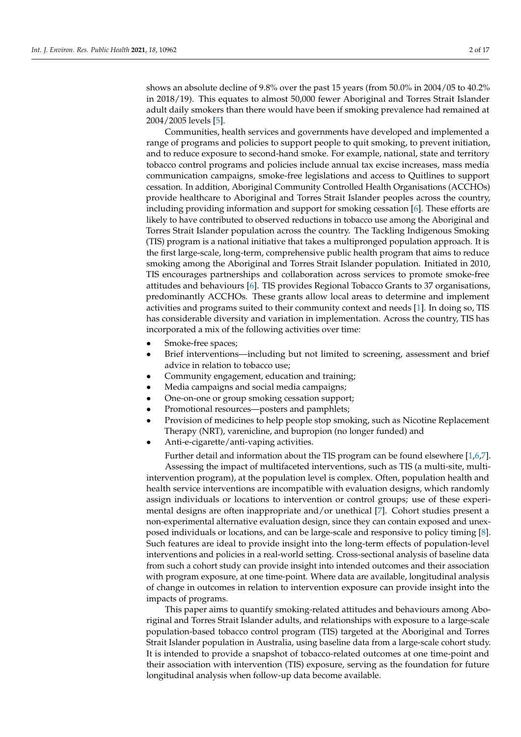shows an absolute decline of 9.8% over the past 15 years (from 50.0% in 2004/05 to 40.2% in 2018/19). This equates to almost 50,000 fewer Aboriginal and Torres Strait Islander adult daily smokers than there would have been if smoking prevalence had remained at 2004/2005 levels [5].

Communities, health services and governments have developed and implemented a range of programs and policies to support people to quit smoking, to prevent initiation, and to reduce exposure to second-hand smoke. For example, national, state and territory tobacco control programs and policies include annual tax excise increases, mass media communication campaigns, smoke-free legislations and access to Quitlines to support cessation. In addition, Aboriginal Community Controlled Health Organisations (ACCHOs) provide healthcare to Aboriginal and Torres Strait Islander peoples across the country, including providing information and support for smoking cessation [6]. These efforts are likely to have contributed to observed reductions in tobacco use among the Aboriginal and Torres Strait Islander population across the country. The Tackling Indigenous Smoking (TIS) program is a national initiative that takes a multipronged population approach. It is the first large-scale, long-term, comprehensive public health program that aims to reduce smoking among the Aboriginal and Torres Strait Islander population. Initiated in 2010, TIS encourages partnerships and collaboration across services to promote smoke-free attitudes and behaviours [6]. TIS provides Regional Tobacco Grants to 37 organisations, predominantly ACCHOs. These grants allow local areas to determine and implement activities and programs suited to their community context and needs [1]. In doing so, TIS has considerable diversity and variation in implementation. Across the country, TIS has incorporated a mix of the following activities over time:

- Smoke-free spaces;
- Brief interventions—including but not limited to screening, assessment and brief advice in relation to tobacco use;
- Community engagement, education and training;
- Media campaigns and social media campaigns;
- One-on-one or group smoking cessation support;
- Promotional resources—posters and pamphlets;
- Provision of medicines to help people stop smoking, such as Nicotine Replacement Therapy (NRT), varenicline, and bupropion (no longer funded) and
- Anti-e-cigarette/anti-vaping activities.

Further detail and information about the TIS program can be found elsewhere [1,6,7].

Assessing the impact of multifaceted interventions, such as TIS (a multi-site, multi-intervention program), at the population level is complex. Often, population health and health service interventions are incompatible with evaluation designs, which randomly assign individuals or locations to intervention or control groups; use of these experimental designs are often inappropriate and/or unethical [7]. Cohort studies present a non-experimental alternative evaluation design, since they can contain exposed and unexposed individuals or locations, and can be large-scale and responsive to policy timing [8]. Such features are ideal to provide insight into the long-term effects of population-level interventions and policies in a real-world setting. Cross-sectional analysis of baseline data from such a cohort study can provide insight into intended outcomes and their association with program exposure, at one time-point. Where data are available, longitudinal analysis of change in outcomes in relation to intervention exposure can provide insight into the impacts of programs.

This paper aims to quantify smoking-related attitudes and behaviours among Aboriginal and Torres Strait Islander adults, and relationships with exposure to a large-scale population-based tobacco control program (TIS) targeted at the Aboriginal and Torres Strait Islander population in Australia, using baseline data from a large-scale cohort study. It is intended to provide a snapshot of tobacco-related outcomes at one time-point and their association with intervention (TIS) exposure, serving as the foundation for future longitudinal analysis when follow-up data become available.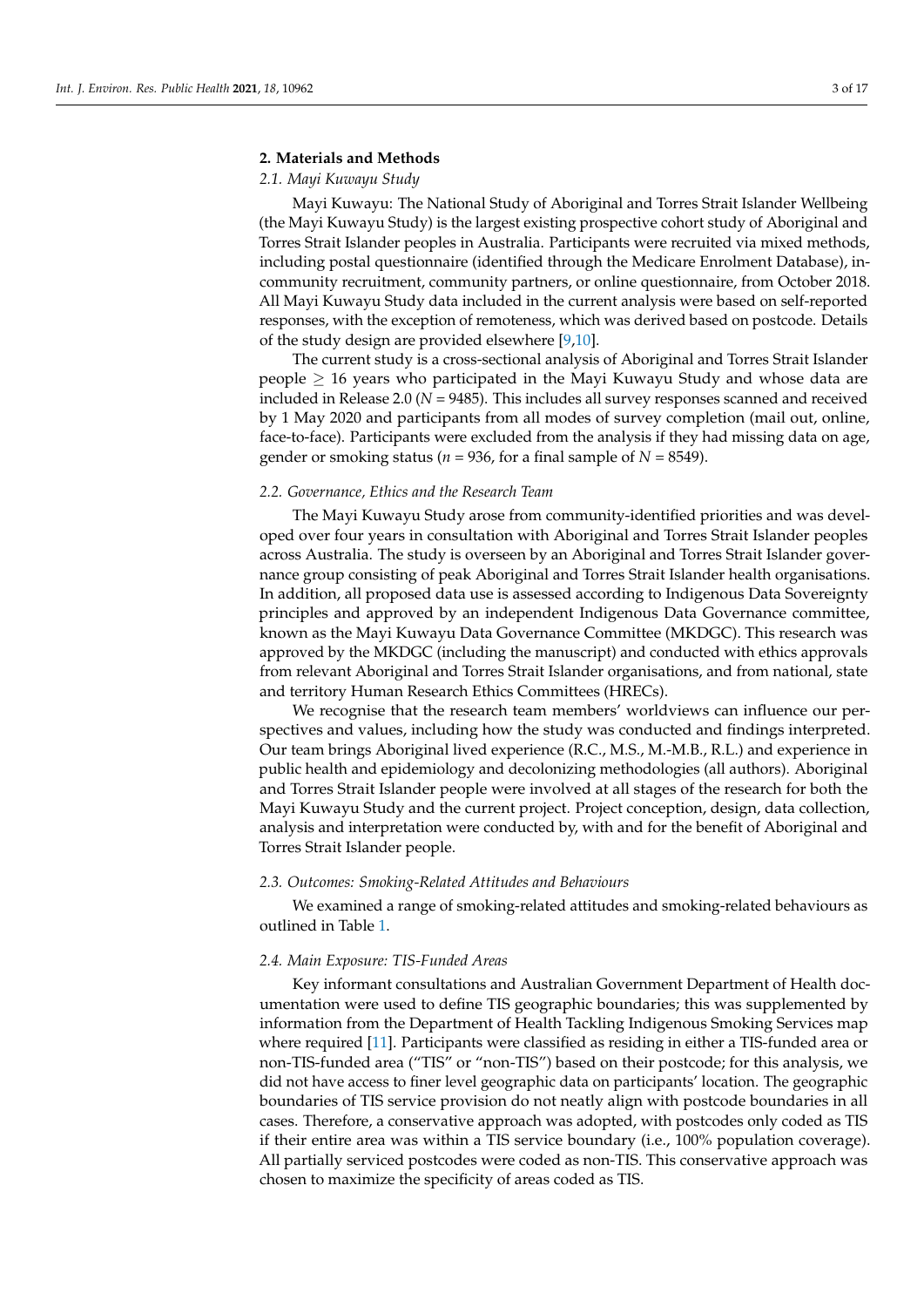## 2. Materials and Methods

### 2.1. Mayi Kuwayu Study

Mayi Kuwayu: The National Study of Aboriginal and Torres Strait Islander Wellbeing (the Mayi Kuwayu Study) is the largest existing prospective cohort study of Aboriginal and Torres Strait Islander peoples in Australia. Participants were recruited via mixed methods, including postal questionnaire (identified through the Medicare Enrolment Database), in-community recruitment, community partners, or online questionnaire, from October 2018. All Mayi Kuwayu Study data included in the current analysis were based on self-reported responses, with the exception of remoteness, which was derived based on postcode. Details of the study design are provided elsewhere [9,10].

The current study is a cross-sectional analysis of Aboriginal and Torres Strait Islander people $\geq$ 16 years who participated in the Mayi Kuwayu Study and whose data are included in Release 2.0 ($N$ = 9485). This includes all survey responses scanned and received by 1 May 2020 and participants from all modes of survey completion (mail out, online, face-to-face). Participants were excluded from the analysis if they had missing data on age, gender or smoking status ($n$ = 936, for a final sample of $N$ = 8549).

### 2.2. Governance, Ethics and the Research Team

The Mayi Kuwayu Study arose from community-identified priorities and was developed over four years in consultation with Aboriginal and Torres Strait Islander peoples across Australia. The study is overseen by an Aboriginal and Torres Strait Islander governance group consisting of peak Aboriginal and Torres Strait Islander health organisations. In addition, all proposed data use is assessed according to Indigenous Data Sovereignty principles and approved by an independent Indigenous Data Governance committee, known as the Mayi Kuwayu Data Governance Committee (MKDGC). This research was approved by the MKDGC (including the manuscript) and conducted with ethics approvals from relevant Aboriginal and Torres Strait Islander organisations, and from national, state and territory Human Research Ethics Committees (HRECs).

We recognise that the research team members' worldviews can influence our perspectives and values, including how the study was conducted and findings interpreted. Our team brings Aboriginal lived experience (R.C., M.S., M.-M.B., R.L.) and experience in public health and epidemiology and decolonizing methodologies (all authors). Aboriginal and Torres Strait Islander people were involved at all stages of the research for both the Mayi Kuwayu Study and the current project. Project conception, design, data collection, analysis and interpretation were conducted by, with and for the benefit of Aboriginal and Torres Strait Islander people.

### 2.3. Outcomes: Smoking-Related Attitudes and Behaviours

We examined a range of smoking-related attitudes and smoking-related behaviours as outlined in Table 1.

### 2.4. Main Exposure: TIS-Funded Areas

Key informant consultations and Australian Government Department of Health documentation were used to define TIS geographic boundaries; this was supplemented by information from the Department of Health Tackling Indigenous Smoking Services map where required [11]. Participants were classified as residing in either a TIS-funded area or non-TIS-funded area ("TIS" or "non-TIS") based on their postcode; for this analysis, we did not have access to finer level geographic data on participants' location. The geographic boundaries of TIS service provision do not neatly align with postcode boundaries in all cases. Therefore, a conservative approach was adopted, with postcodes only coded as TIS if their entire area was within a TIS service boundary (i.e., 100% population coverage). All partially serviced postcodes were coded as non-TIS. This conservative approach was chosen to maximize the specificity of areas coded as TIS.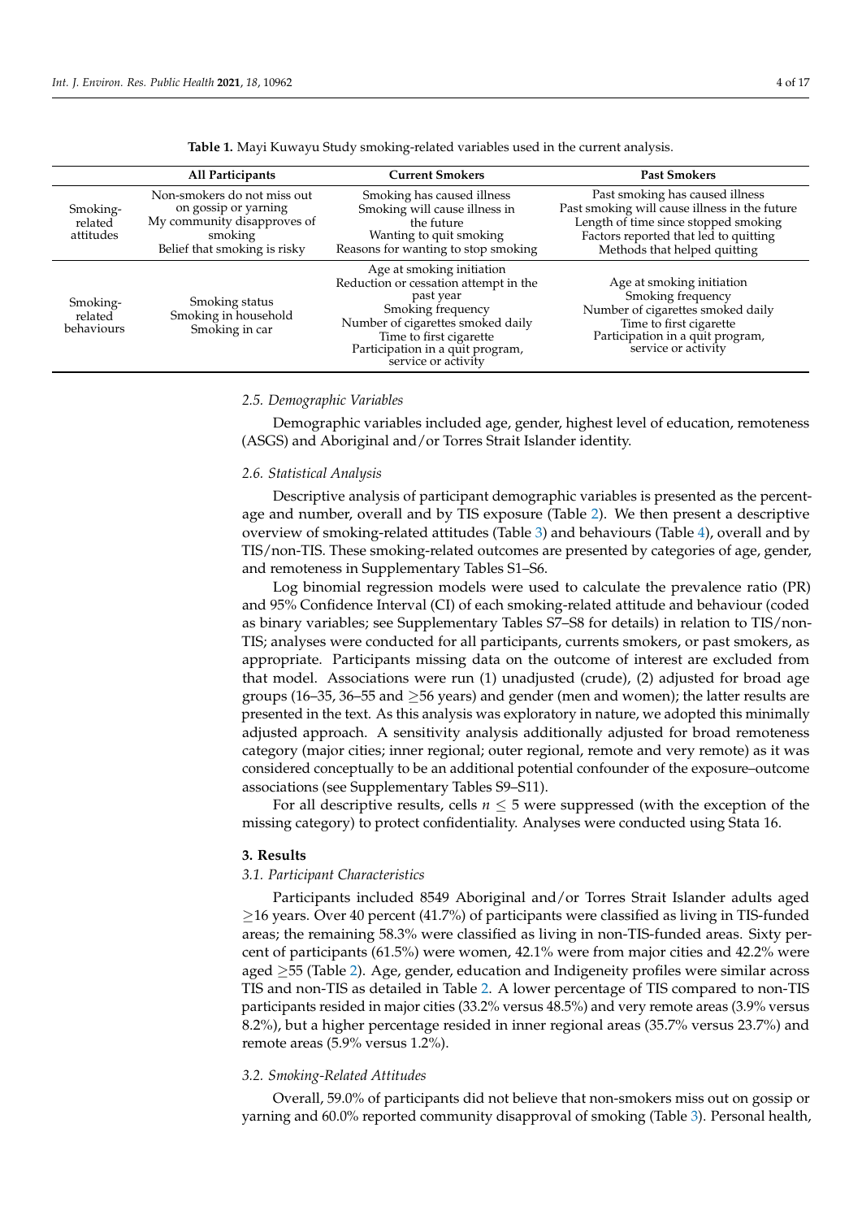**Table 1.** Mayi Kuwayu Study smoking-related variables used in the current analysis.

| | All Participants | Current Smokers | Past Smokers |
|---|---|---|---|
| Smoking-related attitudes | Non-smokers do not miss out on gossip or yarning<br>My community disapproves of smoking<br>Belief that smoking is risky | Smoking has caused illness<br>Smoking will cause illness in the future<br>Wanting to quit smoking<br>Reasons for wanting to stop smoking | Past smoking has caused illness<br>Past smoking will cause illness in the future<br>Length of time since stopped smoking<br>Factors reported that led to quitting<br>Methods that helped quitting |
| Smoking-related behaviours | Smoking status<br>Smoking in household<br>Smoking in car | Age at smoking initiation<br>Reduction or cessation attempt in the past year<br>Smoking frequency<br>Number of cigarettes smoked daily<br>Time to first cigarette<br>Participation in a quit program, service or activity | Age at smoking initiation<br>Smoking frequency<br>Number of cigarettes smoked daily<br>Time to first cigarette<br>Participation in a quit program, service or activity |

### *2.5. Demographic Variables*

Demographic variables included age, gender, highest level of education, remoteness (ASGS) and Aboriginal and/or Torres Strait Islander identity.

### *2.6. Statistical Analysis*

Descriptive analysis of participant demographic variables is presented as the percentage and number, overall and by TIS exposure (Table 2). We then present a descriptive overview of smoking-related attitudes (Table 3) and behaviours (Table 4), overall and by TIS/non-TIS. These smoking-related outcomes are presented by categories of age, gender, and remoteness in Supplementary Tables S1–S6.

Log binomial regression models were used to calculate the prevalence ratio (PR) and 95% Confidence Interval (CI) of each smoking-related attitude and behaviour (coded as binary variables; see Supplementary Tables S7–S8 for details) in relation to TIS/non-TIS; analyses were conducted for all participants, currents smokers, or past smokers, as appropriate. Participants missing data on the outcome of interest are excluded from that model. Associations were run (1) unadjusted (crude), (2) adjusted for broad age groups (16–35, 36–55 and $\geq$56 years) and gender (men and women); the latter results are presented in the text. As this analysis was exploratory in nature, we adopted this minimally adjusted approach. A sensitivity analysis additionally adjusted for broad remoteness category (major cities; inner regional; outer regional, remote and very remote) as it was considered conceptually to be an additional potential confounder of the exposure–outcome associations (see Supplementary Tables S9–S11).

For all descriptive results, cells $n \leq 5$ were suppressed (with the exception of the missing category) to protect confidentiality. Analyses were conducted using Stata 16.

## **3. Results**

### *3.1. Participant Characteristics*

Participants included 8549 Aboriginal and/or Torres Strait Islander adults aged $\geq$16 years. Over 40 percent (41.7%) of participants were classified as living in TIS-funded areas; the remaining 58.3% were classified as living in non-TIS-funded areas. Sixty percent of participants (61.5%) were women, 42.1% were from major cities and 42.2% were aged $\geq$55 (Table 2). Age, gender, education and Indigeneity profiles were similar across TIS and non-TIS as detailed in Table 2. A lower percentage of TIS compared to non-TIS participants resided in major cities (33.2% versus 48.5%) and very remote areas (3.9% versus 8.2%), but a higher percentage resided in inner regional areas (35.7% versus 23.7%) and remote areas (5.9% versus 1.2%).

### *3.2. Smoking-Related Attitudes*

Overall, 59.0% of participants did not believe that non-smokers miss out on gossip or yarning and 60.0% reported community disapproval of smoking (Table 3). Personal health,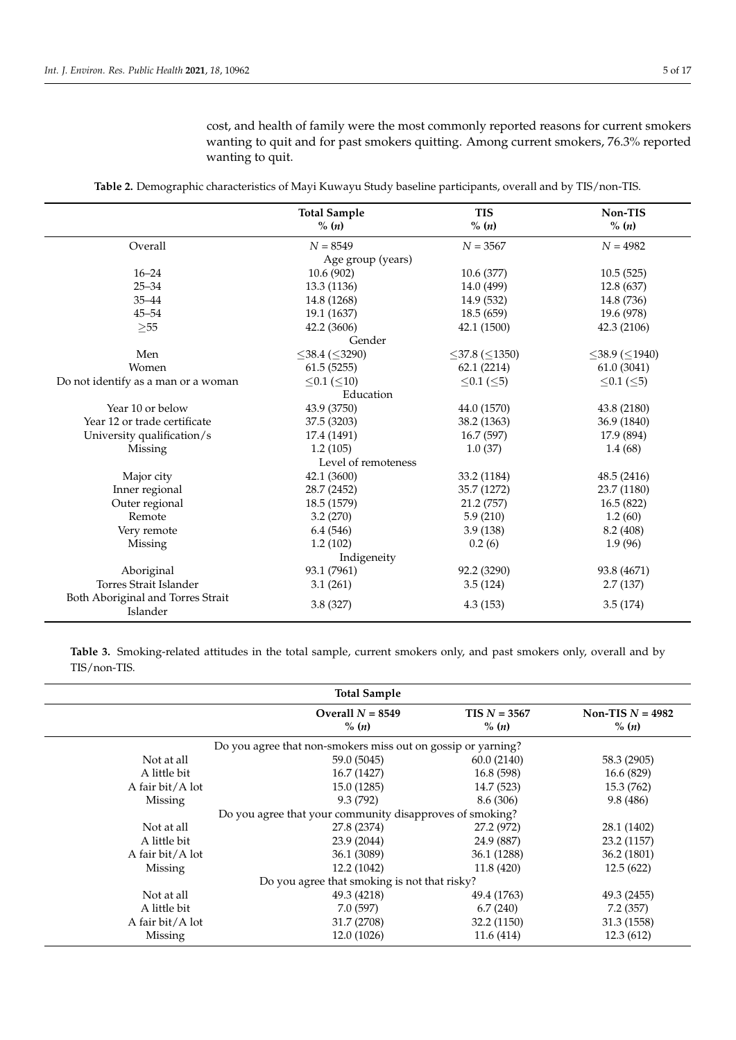cost, and health of family were the most commonly reported reasons for current smokers wanting to quit and for past smokers quitting. Among current smokers, 76.3% reported wanting to quit.

**Table 2.** Demographic characteristics of Mayi Kuwayu Study baseline participants, overall and by TIS/non-TIS.

| | Total Sample % (n) | TIS % (n) | Non-TIS % (n) |
|---|---|---|---|
| Overall | N = 8549 | N = 3567 | N = 4982 |
| | Age group (years) | | |
| 16–24 | 10.6 (902) | 10.6 (377) | 10.5 (525) |
| 25–34 | 13.3 (1136) | 14.0 (499) | 12.8 (637) |
| 35–44 | 14.8 (1268) | 14.9 (532) | 14.8 (736) |
| 45–54 | 19.1 (1637) | 18.5 (659) | 19.6 (978) |
| ≥55 | 42.2 (3606) | 42.1 (1500) | 42.3 (2106) |
| | Gender | | |
| Men | ≤38.4 (≤3290) | ≤37.8 (≤1350) | ≤38.9 (≤1940) |
| Women | 61.5 (5255) | 62.1 (2214) | 61.0 (3041) |
| Do not identify as a man or a woman | ≤0.1 (≤10) | ≤0.1 (≤5) | ≤0.1 (≤5) |
| | Education | | |
| Year 10 or below | 43.9 (3750) | 44.0 (1570) | 43.8 (2180) |
| Year 12 or trade certificate | 37.5 (3203) | 38.2 (1363) | 36.9 (1840) |
| University qualification/s | 17.4 (1491) | 16.7 (597) | 17.9 (894) |
| Missing | 1.2 (105) | 1.0 (37) | 1.4 (68) |
| | Level of remoteness | | |
| Major city | 42.1 (3600) | 33.2 (1184) | 48.5 (2416) |
| Inner regional | 28.7 (2452) | 35.7 (1272) | 23.7 (1180) |
| Outer regional | 18.5 (1579) | 21.2 (757) | 16.5 (822) |
| Remote | 3.2 (270) | 5.9 (210) | 1.2 (60) |
| Very remote | 6.4 (546) | 3.9 (138) | 8.2 (408) |
| Missing | 1.2 (102) | 0.2 (6) | 1.9 (96) |
| | Indigeneity | | |
| Aboriginal | 93.1 (7961) | 92.2 (3290) | 93.8 (4671) |
| Torres Strait Islander | 3.1 (261) | 3.5 (124) | 2.7 (137) |
| Both Aboriginal and Torres Strait Islander | 3.8 (327) | 4.3 (153) | 3.5 (174) |

**Table 3.** Smoking-related attitudes in the total sample, current smokers only, and past smokers only, overall and by TIS/non-TIS.

| | Total Sample | | |
|---|---|---|---|
| | Overall N = 8549 % (n) | TIS N = 3567 % (n) | Non-TIS N = 4982 % (n) |
| | Do you agree that non-smokers miss out on gossip or yarning? | | |
| Not at all | 59.0 (5045) | 60.0 (2140) | 58.3 (2905) |
| A little bit | 16.7 (1427) | 16.8 (598) | 16.6 (829) |
| A fair bit/A lot | 15.0 (1285) | 14.7 (523) | 15.3 (762) |
| Missing | 9.3 (792) | 8.6 (306) | 9.8 (486) |
| | Do you agree that your community disapproves of smoking? | | |
| Not at all | 27.8 (2374) | 27.2 (972) | 28.1 (1402) |
| A little bit | 23.9 (2044) | 24.9 (887) | 23.2 (1157) |
| A fair bit/A lot | 36.1 (3089) | 36.1 (1288) | 36.2 (1801) |
| Missing | 12.2 (1042) | 11.8 (420) | 12.5 (622) |
| | Do you agree that smoking is not that risky? | | |
| Not at all | 49.3 (4218) | 49.4 (1763) | 49.3 (2455) |
| A little bit | 7.0 (597) | 6.7 (240) | 7.2 (357) |
| A fair bit/A lot | 31.7 (2708) | 32.2 (1150) | 31.3 (1558) |
| Missing | 12.0 (1026) | 11.6 (414) | 12.3 (612) |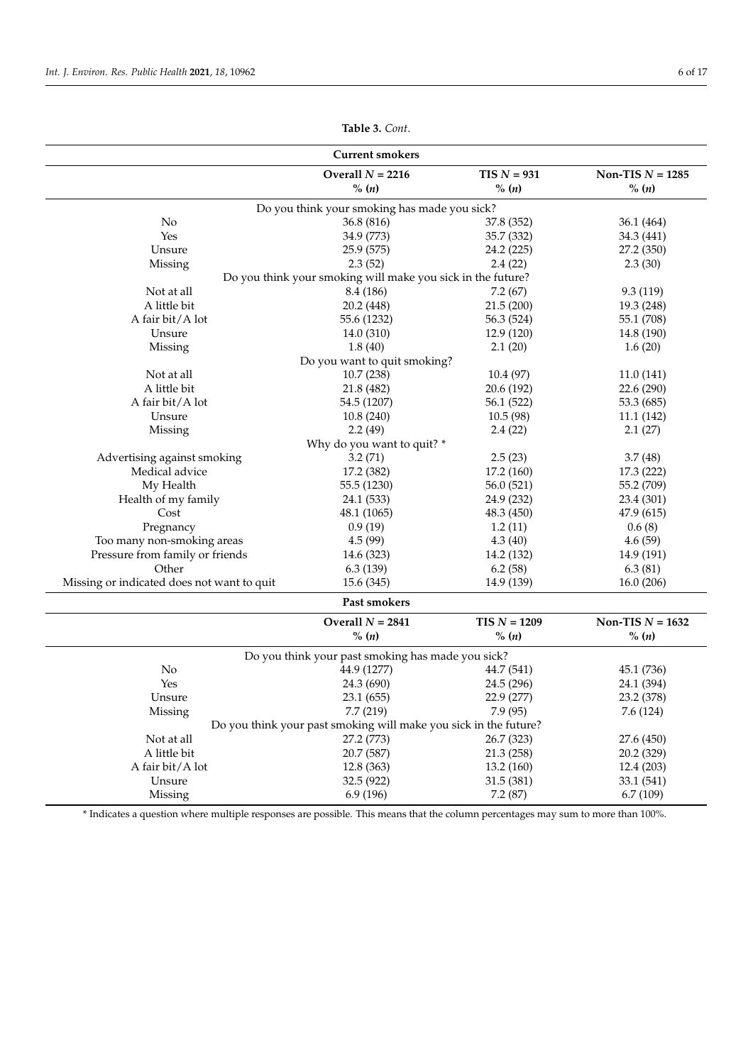**Table 3.** *Cont.*

| Current smokers | | | |
|---|---|---|---|
| | **Overall *N* = 2216** **% (*n*)** | **TIS *N* = 931** **% (*n*)** | **Non-TIS *N* = 1285** **% (*n*)** |
| Do you think your smoking has made you sick? | | | |
| No | 36.8 (816) | 37.8 (352) | 36.1 (464) |
| Yes | 34.9 (773) | 35.7 (332) | 34.3 (441) |
| Unsure | 25.9 (575) | 24.2 (225) | 27.2 (350) |
| Missing | 2.3 (52) | 2.4 (22) | 2.3 (30) |
| Do you think your smoking will make you sick in the future? | | | |
| Not at all | 8.4 (186) | 7.2 (67) | 9.3 (119) |
| A little bit | 20.2 (448) | 21.5 (200) | 19.3 (248) |
| A fair bit/A lot | 55.6 (1232) | 56.3 (524) | 55.1 (708) |
| Unsure | 14.0 (310) | 12.9 (120) | 14.8 (190) |
| Missing | 1.8 (40) | 2.1 (20) | 1.6 (20) |
| Do you want to quit smoking? | | | |
| Not at all | 10.7 (238) | 10.4 (97) | 11.0 (141) |
| A little bit | 21.8 (482) | 20.6 (192) | 22.6 (290) |
| A fair bit/A lot | 54.5 (1207) | 56.1 (522) | 53.3 (685) |
| Unsure | 10.8 (240) | 10.5 (98) | 11.1 (142) |
| Missing | 2.2 (49) | 2.4 (22) | 2.1 (27) |
| Why do you want to quit? * | | | |
| Advertising against smoking | 3.2 (71) | 2.5 (23) | 3.7 (48) |
| Medical advice | 17.2 (382) | 17.2 (160) | 17.3 (222) |
| My Health | 55.5 (1230) | 56.0 (521) | 55.2 (709) |
| Health of my family | 24.1 (533) | 24.9 (232) | 23.4 (301) |
| Cost | 48.1 (1065) | 48.3 (450) | 47.9 (615) |
| Pregnancy | 0.9 (19) | 1.2 (11) | 0.6 (8) |
| Too many non-smoking areas | 4.5 (99) | 4.3 (40) | 4.6 (59) |
| Pressure from family or friends | 14.6 (323) | 14.2 (132) | 14.9 (191) |
| Other | 6.3 (139) | 6.2 (58) | 6.3 (81) |
| Missing or indicated does not want to quit | 15.6 (345) | 14.9 (139) | 16.0 (206) |
| **Past smokers** | | | |
| | **Overall *N* = 2841** **% (*n*)** | **TIS *N* = 1209** **% (*n*)** | **Non-TIS *N* = 1632** **% (*n*)** |
| Do you think your past smoking has made you sick? | | | |
| No | 44.9 (1277) | 44.7 (541) | 45.1 (736) |
| Yes | 24.3 (690) | 24.5 (296) | 24.1 (394) |
| Unsure | 23.1 (655) | 22.9 (277) | 23.2 (378) |
| Missing | 7.7 (219) | 7.9 (95) | 7.6 (124) |
| Do you think your past smoking will make you sick in the future? | | | |
| Not at all | 27.2 (773) | 26.7 (323) | 27.6 (450) |
| A little bit | 20.7 (587) | 21.3 (258) | 20.2 (329) |
| A fair bit/A lot | 12.8 (363) | 13.2 (160) | 12.4 (203) |
| Unsure | 32.5 (922) | 31.5 (381) | 33.1 (541) |
| Missing | 6.9 (196) | 7.2 (87) | 6.7 (109) |

* Indicates a question where multiple responses are possible. This means that the column percentages may sum to more than 100%.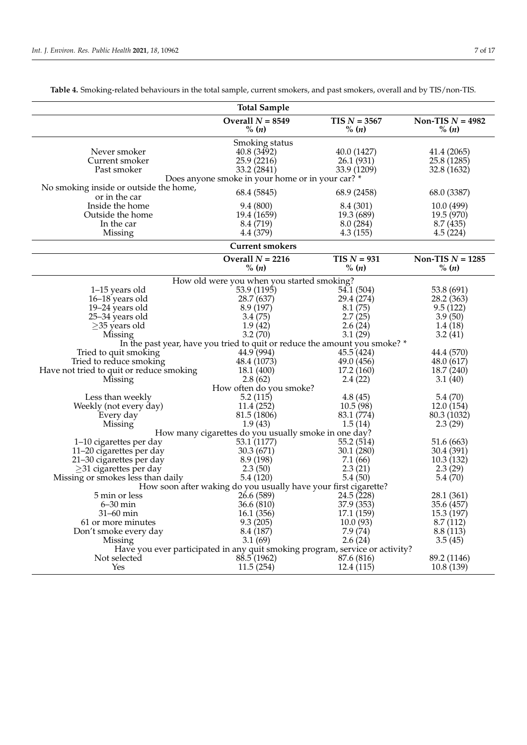**Table 4.** Smoking-related behaviours in the total sample, current smokers, and past smokers, overall and by TIS/non-TIS.

| **Total Sample** | | | |
|---|---|---|---|
| | **Overall $N$ = 8549** **% ($n$)** | **TIS $N$ = 3567** **% ($n$)** | **Non-TIS $N$ = 4982** **% ($n$)** |
| Smoking status | | | |
| Never smoker | 40.8 (3492) | 40.0 (1427) | 41.4 (2065) |
| Current smoker | 25.9 (2216) | 26.1 (931) | 25.8 (1285) |
| Past smoker | 33.2 (2841) | 33.9 (1209) | 32.8 (1632) |
| Does anyone smoke in your home or in your car? * | | | |
| No smoking inside or outside the home, or in the car | 68.4 (5845) | 68.9 (2458) | 68.0 (3387) |
| Inside the home | 9.4 (800) | 8.4 (301) | 10.0 (499) |
| Outside the home | 19.4 (1659) | 19.3 (689) | 19.5 (970) |
| In the car | 8.4 (719) | 8.0 (284) | 8.7 (435) |
| Missing | 4.4 (379) | 4.3 (155) | 4.5 (224) |
| **Current smokers** | | | |
| | **Overall $N$ = 2216** **% ($n$)** | **TIS $N$ = 931** **% ($n$)** | **Non-TIS $N$ = 1285** **% ($n$)** |
| How old were you when you started smoking? | | | |
| 1–15 years old | 53.9 (1195) | 54.1 (504) | 53.8 (691) |
| 16–18 years old | 28.7 (637) | 29.4 (274) | 28.2 (363) |
| 19–24 years old | 8.9 (197) | 8.1 (75) | 9.5 (122) |
| 25–34 years old | 3.4 (75) | 2.7 (25) | 3.9 (50) |
| ≥35 years old | 1.9 (42) | 2.6 (24) | 1.4 (18) |
| Missing | 3.2 (70) | 3.1 (29) | 3.2 (41) |
| In the past year, have you tried to quit or reduce the amount you smoke? * | | | |
| Tried to quit smoking | 44.9 (994) | 45.5 (424) | 44.4 (570) |
| Tried to reduce smoking | 48.4 (1073) | 49.0 (456) | 48.0 (617) |
| Have not tried to quit or reduce smoking | 18.1 (400) | 17.2 (160) | 18.7 (240) |
| Missing | 2.8 (62) | 2.4 (22) | 3.1 (40) |
| How often do you smoke? | | | |
| Less than weekly | 5.2 (115) | 4.8 (45) | 5.4 (70) |
| Weekly (not every day) | 11.4 (252) | 10.5 (98) | 12.0 (154) |
| Every day | 81.5 (1806) | 83.1 (774) | 80.3 (1032) |
| Missing | 1.9 (43) | 1.5 (14) | 2.3 (29) |
| How many cigarettes do you usually smoke in one day? | | | |
| 1–10 cigarettes per day | 53.1 (1177) | 55.2 (514) | 51.6 (663) |
| 11–20 cigarettes per day | 30.3 (671) | 30.1 (280) | 30.4 (391) |
| 21–30 cigarettes per day | 8.9 (198) | 7.1 (66) | 10.3 (132) |
| ≥31 cigarettes per day | 2.3 (50) | 2.3 (21) | 2.3 (29) |
| Missing or smokes less than daily | 5.4 (120) | 5.4 (50) | 5.4 (70) |
| How soon after waking do you usually have your first cigarette? | | | |
| 5 min or less | 26.6 (589) | 24.5 (228) | 28.1 (361) |
| 6–30 min | 36.6 (810) | 37.9 (353) | 35.6 (457) |
| 31–60 min | 16.1 (356) | 17.1 (159) | 15.3 (197) |
| 61 or more minutes | 9.3 (205) | 10.0 (93) | 8.7 (112) |
| Don't smoke every day | 8.4 (187) | 7.9 (74) | 8.8 (113) |
| Missing | 3.1 (69) | 2.6 (24) | 3.5 (45) |
| Have you ever participated in any quit smoking program, service or activity? | | | |
| Not selected | 88.5 (1962) | 87.6 (816) | 89.2 (1146) |
| Yes | 11.5 (254) | 12.4 (115) | 10.8 (139) |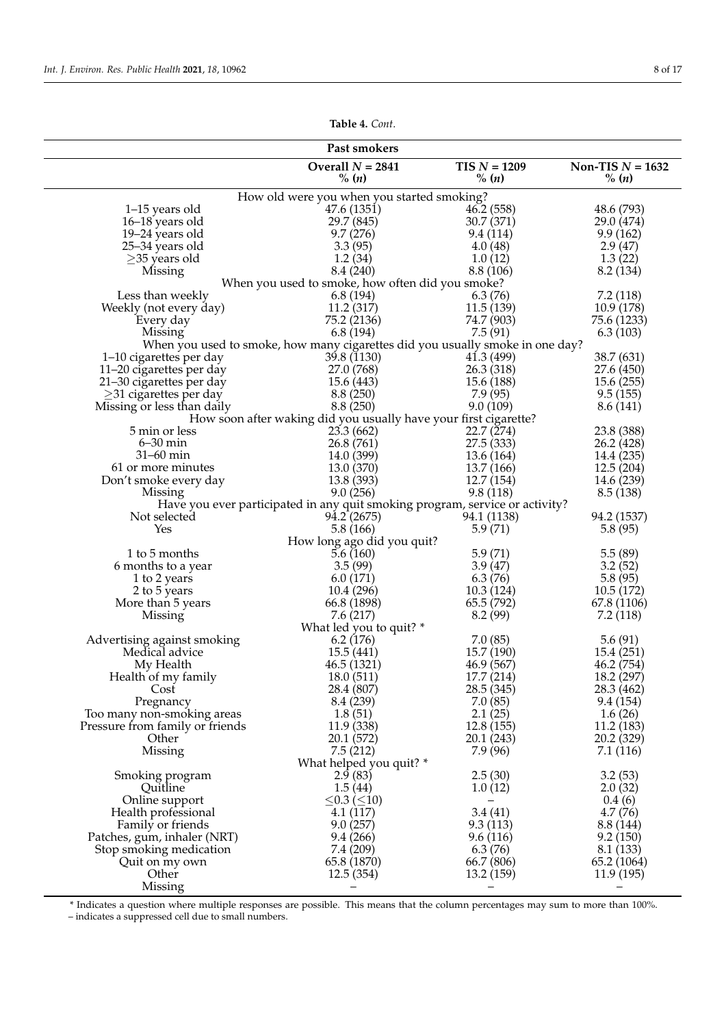**Table 4.** *Cont.*

| Past smokers | | | |
|---|---|---|---|
| | **Overall *N* = 2841** **% (*n*)** | **TIS *N* = 1209** **% (*n*)** | **Non-TIS *N* = 1632** **% (*n*)** |
| How old were you when you started smoking? | | | |
| 1–15 years old | 47.6 (1351) | 46.2 (558) | 48.6 (793) |
| 16–18 years old | 29.7 (845) | 30.7 (371) | 29.0 (474) |
| 19–24 years old | 9.7 (276) | 9.4 (114) | 9.9 (162) |
| 25–34 years old | 3.3 (95) | 4.0 (48) | 2.9 (47) |
| ≥35 years old | 1.2 (34) | 1.0 (12) | 1.3 (22) |
| Missing | 8.4 (240) | 8.8 (106) | 8.2 (134) |
| When you used to smoke, how often did you smoke? | | | |
| Less than weekly | 6.8 (194) | 6.3 (76) | 7.2 (118) |
| Weekly (not every day) | 11.2 (317) | 11.5 (139) | 10.9 (178) |
| Every day | 75.2 (2136) | 74.7 (903) | 75.6 (1233) |
| Missing | 6.8 (194) | 7.5 (91) | 6.3 (103) |
| When you used to smoke, how many cigarettes did you usually smoke in one day? | | | |
| 1–10 cigarettes per day | 39.8 (1130) | 41.3 (499) | 38.7 (631) |
| 11–20 cigarettes per day | 27.0 (768) | 26.3 (318) | 27.6 (450) |
| 21–30 cigarettes per day | 15.6 (443) | 15.6 (188) | 15.6 (255) |
| ≥31 cigarettes per day | 8.8 (250) | 7.9 (95) | 9.5 (155) |
| Missing or less than daily | 8.8 (250) | 9.0 (109) | 8.6 (141) |
| How soon after waking did you usually have your first cigarette? | | | |
| 5 min or less | 23.3 (662) | 22.7 (274) | 23.8 (388) |
| 6–30 min | 26.8 (761) | 27.5 (333) | 26.2 (428) |
| 31–60 min | 14.0 (399) | 13.6 (164) | 14.4 (235) |
| 61 or more minutes | 13.0 (370) | 13.7 (166) | 12.5 (204) |
| Don't smoke every day | 13.8 (393) | 12.7 (154) | 14.6 (239) |
| Missing | 9.0 (256) | 9.8 (118) | 8.5 (138) |
| Have you ever participated in any quit smoking program, service or activity? | | | |
| Not selected | 94.2 (2675) | 94.1 (1138) | 94.2 (1537) |
| Yes | 5.8 (166) | 5.9 (71) | 5.8 (95) |
| How long ago did you quit? | | | |
| 1 to 5 months | 5.6 (160) | 5.9 (71) | 5.5 (89) |
| 6 months to a year | 3.5 (99) | 3.9 (47) | 3.2 (52) |
| 1 to 2 years | 6.0 (171) | 6.3 (76) | 5.8 (95) |
| 2 to 5 years | 10.4 (296) | 10.3 (124) | 10.5 (172) |
| More than 5 years | 66.8 (1898) | 65.5 (792) | 67.8 (1106) |
| Missing | 7.6 (217) | 8.2 (99) | 7.2 (118) |
| What led you to quit? * | | | |
| Advertising against smoking | 6.2 (176) | 7.0 (85) | 5.6 (91) |
| Medical advice | 15.5 (441) | 15.7 (190) | 15.4 (251) |
| My Health | 46.5 (1321) | 46.9 (567) | 46.2 (754) |
| Health of my family | 18.0 (511) | 17.7 (214) | 18.2 (297) |
| Cost | 28.4 (807) | 28.5 (345) | 28.3 (462) |
| Pregnancy | 8.4 (239) | 7.0 (85) | 9.4 (154) |
| Too many non-smoking areas | 1.8 (51) | 2.1 (25) | 1.6 (26) |
| Pressure from family or friends | 11.9 (338) | 12.8 (155) | 11.2 (183) |
| Other | 20.1 (572) | 20.1 (243) | 20.2 (329) |
| Missing | 7.5 (212) | 7.9 (96) | 7.1 (116) |
| What helped you quit? * | | | |
| Smoking program | 2.9 (83) | 2.5 (30) | 3.2 (53) |
| Quitline | 1.5 (44) | 1.0 (12) | 2.0 (32) |
| Online support | ≤0.3 (≤10) | – | 0.4 (6) |
| Health professional | 4.1 (117) | 3.4 (41) | 4.7 (76) |
| Family or friends | 9.0 (257) | 9.3 (113) | 8.8 (144) |
| Patches, gum, inhaler (NRT) | 9.4 (266) | 9.6 (116) | 9.2 (150) |
| Stop smoking medication | 7.4 (209) | 6.3 (76) | 8.1 (133) |
| Quit on my own | 65.8 (1870) | 66.7 (806) | 65.2 (1064) |
| Other | 12.5 (354) | 13.2 (159) | 11.9 (195) |
| Missing | – | – | – |

* Indicates a question where multiple responses are possible. This means that the column percentages may sum to more than 100%.
– indicates a suppressed cell due to small numbers.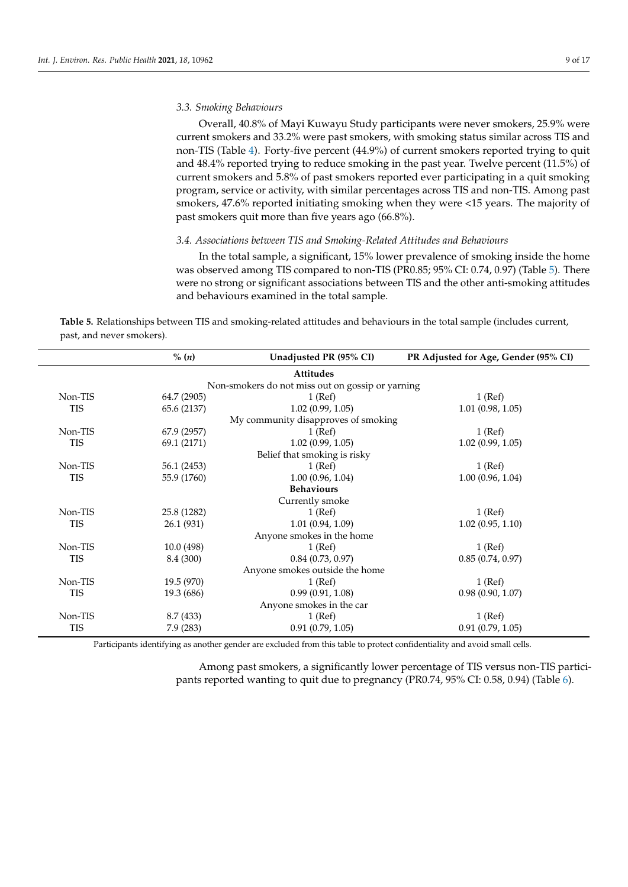### 3.3. Smoking Behaviours

Overall, 40.8% of Mayi Kuwayu Study participants were never smokers, 25.9% were current smokers and 33.2% were past smokers, with smoking status similar across TIS and non-TIS (Table 4). Forty-five percent (44.9%) of current smokers reported trying to quit and 48.4% reported trying to reduce smoking in the past year. Twelve percent (11.5%) of current smokers and 5.8% of past smokers reported ever participating in a quit smoking program, service or activity, with similar percentages across TIS and non-TIS. Among past smokers, 47.6% reported initiating smoking when they were <15 years. The majority of past smokers quit more than five years ago (66.8%).

### 3.4. Associations between TIS and Smoking-Related Attitudes and Behaviours

In the total sample, a significant, 15% lower prevalence of smoking inside the home was observed among TIS compared to non-TIS (PR0.85; 95% CI: 0.74, 0.97) (Table 5). There were no strong or significant associations between TIS and the other anti-smoking attitudes and behaviours examined in the total sample.

**Table 5.** Relationships between TIS and smoking-related attitudes and behaviours in the total sample (includes current, past, and never smokers).

| | % (*n*) | Unadjusted PR (95% CI) | PR Adjusted for Age, Gender (95% CI) |
|---|---|---|---|
| | | **Attitudes** | |
| | | Non-smokers do not miss out on gossip or yarning | |
| Non-TIS | 64.7 (2905) | 1 (Ref) | 1 (Ref) |
| TIS | 65.6 (2137) | 1.02 (0.99, 1.05) | 1.01 (0.98, 1.05) |
| | | My community disapproves of smoking | |
| Non-TIS | 67.9 (2957) | 1 (Ref) | 1 (Ref) |
| TIS | 69.1 (2171) | 1.02 (0.99, 1.05) | 1.02 (0.99, 1.05) |
| | | Belief that smoking is risky | |
| Non-TIS | 56.1 (2453) | 1 (Ref) | 1 (Ref) |
| TIS | 55.9 (1760) | 1.00 (0.96, 1.04) | 1.00 (0.96, 1.04) |
| | | **Behaviours** | |
| | | Currently smoke | |
| Non-TIS | 25.8 (1282) | 1 (Ref) | 1 (Ref) |
| TIS | 26.1 (931) | 1.01 (0.94, 1.09) | 1.02 (0.95, 1.10) |
| | | Anyone smokes in the home | |
| Non-TIS | 10.0 (498) | 1 (Ref) | 1 (Ref) |
| TIS | 8.4 (300) | 0.84 (0.73, 0.97) | 0.85 (0.74, 0.97) |
| | | Anyone smokes outside the home | |
| Non-TIS | 19.5 (970) | 1 (Ref) | 1 (Ref) |
| TIS | 19.3 (686) | 0.99 (0.91, 1.08) | 0.98 (0.90, 1.07) |
| | | Anyone smokes in the car | |
| Non-TIS | 8.7 (433) | 1 (Ref) | 1 (Ref) |
| TIS | 7.9 (283) | 0.91 (0.79, 1.05) | 0.91 (0.79, 1.05) |

Participants identifying as another gender are excluded from this table to protect confidentiality and avoid small cells.

Among past smokers, a significantly lower percentage of TIS versus non-TIS participants reported wanting to quit due to pregnancy (PR0.74, 95% CI: 0.58, 0.94) (Table 6).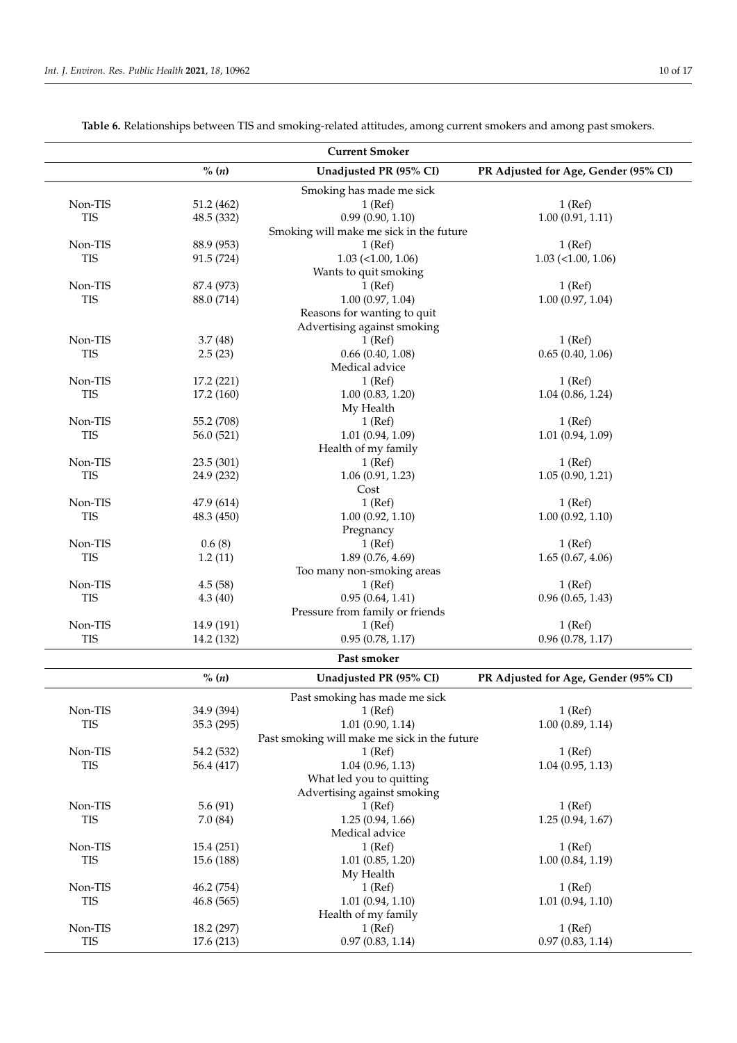**Table 6.** Relationships between TIS and smoking-related attitudes, among current smokers and among past smokers.

| | % (*n*) | Unadjusted PR (95% CI) | PR Adjusted for Age, Gender (95% CI) |
|---|---|---|---|
| **Current Smoker** | | | |
| | | Smoking has made me sick | |
| Non-TIS | 51.2 (462) | 1 (Ref) | 1 (Ref) |
| TIS | 48.5 (332) | 0.99 (0.90, 1.10) | 1.00 (0.91, 1.11) |
| | | Smoking will make me sick in the future | |
| Non-TIS | 88.9 (953) | 1 (Ref) | 1 (Ref) |
| TIS | 91.5 (724) | 1.03 (<1.00, 1.06) | 1.03 (<1.00, 1.06) |
| | | Wants to quit smoking | |
| Non-TIS | 87.4 (973) | 1 (Ref) | 1 (Ref) |
| TIS | 88.0 (714) | 1.00 (0.97, 1.04) | 1.00 (0.97, 1.04) |
| | | Reasons for wanting to quit | |
| | | Advertising against smoking | |
| Non-TIS | 3.7 (48) | 1 (Ref) | 1 (Ref) |
| TIS | 2.5 (23) | 0.66 (0.40, 1.08) | 0.65 (0.40, 1.06) |
| | | Medical advice | |
| Non-TIS | 17.2 (221) | 1 (Ref) | 1 (Ref) |
| TIS | 17.2 (160) | 1.00 (0.83, 1.20) | 1.04 (0.86, 1.24) |
| | | My Health | |
| Non-TIS | 55.2 (708) | 1 (Ref) | 1 (Ref) |
| TIS | 56.0 (521) | 1.01 (0.94, 1.09) | 1.01 (0.94, 1.09) |
| | | Health of my family | |
| Non-TIS | 23.5 (301) | 1 (Ref) | 1 (Ref) |
| TIS | 24.9 (232) | 1.06 (0.91, 1.23) | 1.05 (0.90, 1.21) |
| | | Cost | |
| Non-TIS | 47.9 (614) | 1 (Ref) | 1 (Ref) |
| TIS | 48.3 (450) | 1.00 (0.92, 1.10) | 1.00 (0.92, 1.10) |
| | | Pregnancy | |
| Non-TIS | 0.6 (8) | 1 (Ref) | 1 (Ref) |
| TIS | 1.2 (11) | 1.89 (0.76, 4.69) | 1.65 (0.67, 4.06) |
| | | Too many non-smoking areas | |
| Non-TIS | 4.5 (58) | 1 (Ref) | 1 (Ref) |
| TIS | 4.3 (40) | 0.95 (0.64, 1.41) | 0.96 (0.65, 1.43) |
| | | Pressure from family or friends | |
| Non-TIS | 14.9 (191) | 1 (Ref) | 1 (Ref) |
| TIS | 14.2 (132) | 0.95 (0.78, 1.17) | 0.96 (0.78, 1.17) |
| **Past smoker** | | | |
| | **% (*n*)** | **Unadjusted PR (95% CI)** | **PR Adjusted for Age, Gender (95% CI)** |
| | | Past smoking has made me sick | |
| Non-TIS | 34.9 (394) | 1 (Ref) | 1 (Ref) |
| TIS | 35.3 (295) | 1.01 (0.90, 1.14) | 1.00 (0.89, 1.14) |
| | | Past smoking will make me sick in the future | |
| Non-TIS | 54.2 (532) | 1 (Ref) | 1 (Ref) |
| TIS | 56.4 (417) | 1.04 (0.96, 1.13) | 1.04 (0.95, 1.13) |
| | | What led you to quitting | |
| | | Advertising against smoking | |
| Non-TIS | 5.6 (91) | 1 (Ref) | 1 (Ref) |
| TIS | 7.0 (84) | 1.25 (0.94, 1.66) | 1.25 (0.94, 1.67) |
| | | Medical advice | |
| Non-TIS | 15.4 (251) | 1 (Ref) | 1 (Ref) |
| TIS | 15.6 (188) | 1.01 (0.85, 1.20) | 1.00 (0.84, 1.19) |
| | | My Health | |
| Non-TIS | 46.2 (754) | 1 (Ref) | 1 (Ref) |
| TIS | 46.8 (565) | 1.01 (0.94, 1.10) | 1.01 (0.94, 1.10) |
| | | Health of my family | |
| Non-TIS | 18.2 (297) | 1 (Ref) | 1 (Ref) |
| TIS | 17.6 (213) | 0.97 (0.83, 1.14) | 0.97 (0.83, 1.14) |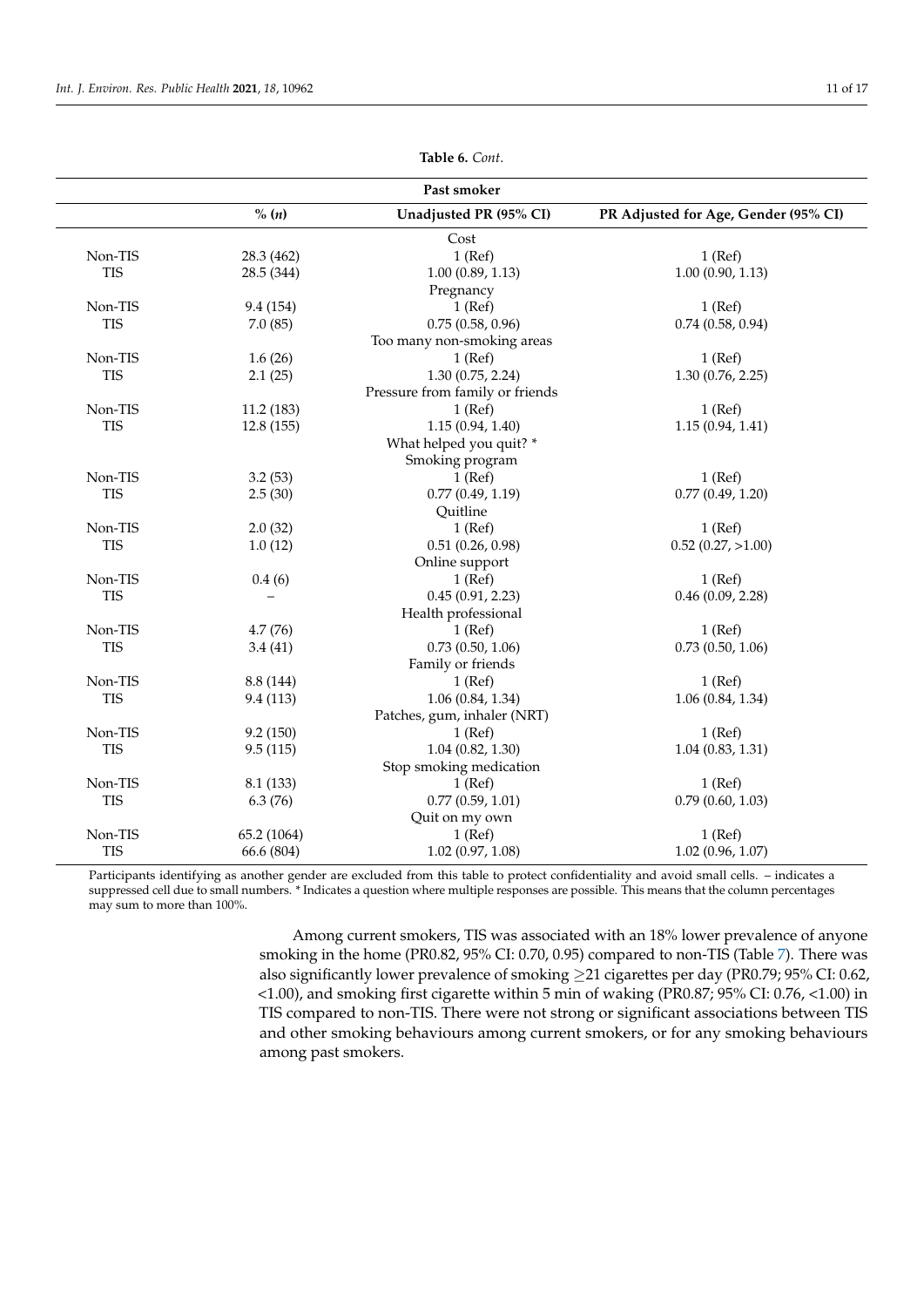**Table 6.** *Cont.*

| Past smoker | | | |
|---|---|---|---|
| | % (*n*) | Unadjusted PR (95% CI) | PR Adjusted for Age, Gender (95% CI) |
| | | Cost | |
| Non-TIS | 28.3 (462) | 1 (Ref) | 1 (Ref) |
| TIS | 28.5 (344) | 1.00 (0.89, 1.13) | 1.00 (0.90, 1.13) |
| | | Pregnancy | |
| Non-TIS | 9.4 (154) | 1 (Ref) | 1 (Ref) |
| TIS | 7.0 (85) | 0.75 (0.58, 0.96) | 0.74 (0.58, 0.94) |
| | | Too many non-smoking areas | |
| Non-TIS | 1.6 (26) | 1 (Ref) | 1 (Ref) |
| TIS | 2.1 (25) | 1.30 (0.75, 2.24) | 1.30 (0.76, 2.25) |
| | | Pressure from family or friends | |
| Non-TIS | 11.2 (183) | 1 (Ref) | 1 (Ref) |
| TIS | 12.8 (155) | 1.15 (0.94, 1.40) | 1.15 (0.94, 1.41) |
| | | What helped you quit? * | |
| | | Smoking program | |
| Non-TIS | 3.2 (53) | 1 (Ref) | 1 (Ref) |
| TIS | 2.5 (30) | 0.77 (0.49, 1.19) | 0.77 (0.49, 1.20) |
| | | Quitline | |
| Non-TIS | 2.0 (32) | 1 (Ref) | 1 (Ref) |
| TIS | 1.0 (12) | 0.51 (0.26, 0.98) | 0.52 (0.27, >1.00) |
| | | Online support | |
| Non-TIS | 0.4 (6) | 1 (Ref) | 1 (Ref) |
| TIS | – | 0.45 (0.91, 2.23) | 0.46 (0.09, 2.28) |
| | | Health professional | |
| Non-TIS | 4.7 (76) | 1 (Ref) | 1 (Ref) |
| TIS | 3.4 (41) | 0.73 (0.50, 1.06) | 0.73 (0.50, 1.06) |
| | | Family or friends | |
| Non-TIS | 8.8 (144) | 1 (Ref) | 1 (Ref) |
| TIS | 9.4 (113) | 1.06 (0.84, 1.34) | 1.06 (0.84, 1.34) |
| | | Patches, gum, inhaler (NRT) | |
| Non-TIS | 9.2 (150) | 1 (Ref) | 1 (Ref) |
| TIS | 9.5 (115) | 1.04 (0.82, 1.30) | 1.04 (0.83, 1.31) |
| | | Stop smoking medication | |
| Non-TIS | 8.1 (133) | 1 (Ref) | 1 (Ref) |
| TIS | 6.3 (76) | 0.77 (0.59, 1.01) | 0.79 (0.60, 1.03) |
| | | Quit on my own | |
| Non-TIS | 65.2 (1064) | 1 (Ref) | 1 (Ref) |
| TIS | 66.6 (804) | 1.02 (0.97, 1.08) | 1.02 (0.96, 1.07) |

Participants identifying as another gender are excluded from this table to protect confidentiality and avoid small cells. – indicates a suppressed cell due to small numbers. * Indicates a question where multiple responses are possible. This means that the column percentages may sum to more than 100%.

Among current smokers, TIS was associated with an 18% lower prevalence of anyone smoking in the home (PR0.82, 95% CI: 0.70, 0.95) compared to non-TIS (Table 7). There was also significantly lower prevalence of smoking ≥21 cigarettes per day (PR0.79; 95% CI: 0.62, <1.00), and smoking first cigarette within 5 min of waking (PR0.87; 95% CI: 0.76, <1.00) in TIS compared to non-TIS. There were not strong or significant associations between TIS and other smoking behaviours among current smokers, or for any smoking behaviours among past smokers.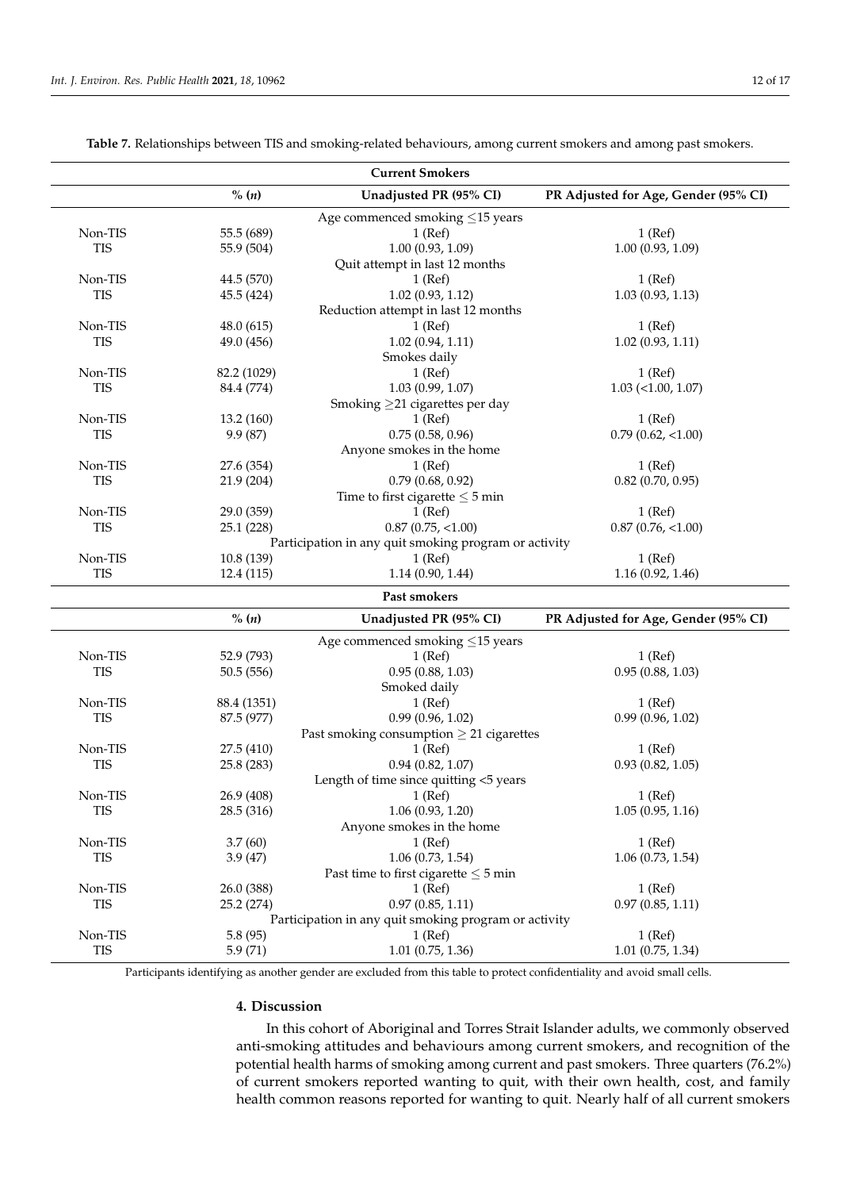**Table 7.** Relationships between TIS and smoking-related behaviours, among current smokers and among past smokers.

| **Current Smokers** | | | |
|---|---|---|---|
| | **% (*n*)** | **Unadjusted PR (95% CI)** | **PR Adjusted for Age, Gender (95% CI)** |
| | | Age commenced smoking ≤15 years | |
| Non-TIS | 55.5 (689) | 1 (Ref) | 1 (Ref) |
| TIS | 55.9 (504) | 1.00 (0.93, 1.09) | 1.00 (0.93, 1.09) |
| | | Quit attempt in last 12 months | |
| Non-TIS | 44.5 (570) | 1 (Ref) | 1 (Ref) |
| TIS | 45.5 (424) | 1.02 (0.93, 1.12) | 1.03 (0.93, 1.13) |
| | | Reduction attempt in last 12 months | |
| Non-TIS | 48.0 (615) | 1 (Ref) | 1 (Ref) |
| TIS | 49.0 (456) | 1.02 (0.94, 1.11) | 1.02 (0.93, 1.11) |
| | | Smokes daily | |
| Non-TIS | 82.2 (1029) | 1 (Ref) | 1 (Ref) |
| TIS | 84.4 (774) | 1.03 (0.99, 1.07) | 1.03 (<1.00, 1.07) |
| | | Smoking ≥21 cigarettes per day | |
| Non-TIS | 13.2 (160) | 1 (Ref) | 1 (Ref) |
| TIS | 9.9 (87) | 0.75 (0.58, 0.96) | 0.79 (0.62, <1.00) |
| | | Anyone smokes in the home | |
| Non-TIS | 27.6 (354) | 1 (Ref) | 1 (Ref) |
| TIS | 21.9 (204) | 0.79 (0.68, 0.92) | 0.82 (0.70, 0.95) |
| | | Time to first cigarette ≤ 5 min | |
| Non-TIS | 29.0 (359) | 1 (Ref) | 1 (Ref) |
| TIS | 25.1 (228) | 0.87 (0.75, <1.00) | 0.87 (0.76, <1.00) |
| | | Participation in any quit smoking program or activity | |
| Non-TIS | 10.8 (139) | 1 (Ref) | 1 (Ref) |
| TIS | 12.4 (115) | 1.14 (0.90, 1.44) | 1.16 (0.92, 1.46) |
| **Past smokers** | | | |
| | **% (*n*)** | **Unadjusted PR (95% CI)** | **PR Adjusted for Age, Gender (95% CI)** |
| | | Age commenced smoking ≤15 years | |
| Non-TIS | 52.9 (793) | 1 (Ref) | 1 (Ref) |
| TIS | 50.5 (556) | 0.95 (0.88, 1.03) | 0.95 (0.88, 1.03) |
| | | Smoked daily | |
| Non-TIS | 88.4 (1351) | 1 (Ref) | 1 (Ref) |
| TIS | 87.5 (977) | 0.99 (0.96, 1.02) | 0.99 (0.96, 1.02) |
| | | Past smoking consumption ≥ 21 cigarettes | |
| Non-TIS | 27.5 (410) | 1 (Ref) | 1 (Ref) |
| TIS | 25.8 (283) | 0.94 (0.82, 1.07) | 0.93 (0.82, 1.05) |
| | | Length of time since quitting <5 years | |
| Non-TIS | 26.9 (408) | 1 (Ref) | 1 (Ref) |
| TIS | 28.5 (316) | 1.06 (0.93, 1.20) | 1.05 (0.95, 1.16) |
| | | Anyone smokes in the home | |
| Non-TIS | 3.7 (60) | 1 (Ref) | 1 (Ref) |
| TIS | 3.9 (47) | 1.06 (0.73, 1.54) | 1.06 (0.73, 1.54) |
| | | Past time to first cigarette ≤ 5 min | |
| Non-TIS | 26.0 (388) | 1 (Ref) | 1 (Ref) |
| TIS | 25.2 (274) | 0.97 (0.85, 1.11) | 0.97 (0.85, 1.11) |
| | | Participation in any quit smoking program or activity | |
| Non-TIS | 5.8 (95) | 1 (Ref) | 1 (Ref) |
| TIS | 5.9 (71) | 1.01 (0.75, 1.36) | 1.01 (0.75, 1.34) |

Participants identifying as another gender are excluded from this table to protect confidentiality and avoid small cells.

## 4. Discussion

In this cohort of Aboriginal and Torres Strait Islander adults, we commonly observed anti-smoking attitudes and behaviours among current smokers, and recognition of the potential health harms of smoking among current and past smokers. Three quarters (76.2%) of current smokers reported wanting to quit, with their own health, cost, and family health common reasons reported for wanting to quit. Nearly half of all current smokers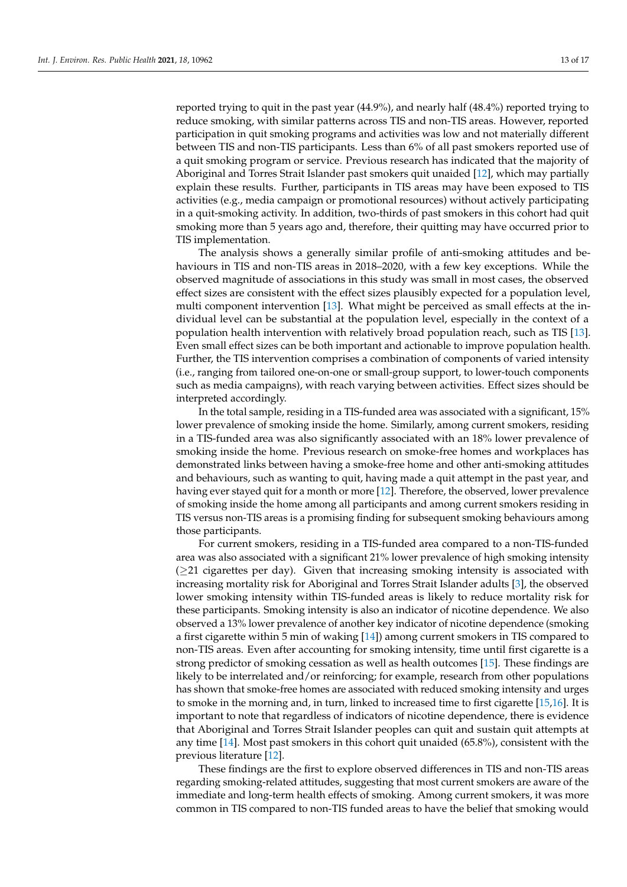reported trying to quit in the past year (44.9%), and nearly half (48.4%) reported trying to reduce smoking, with similar patterns across TIS and non-TIS areas. However, reported participation in quit smoking programs and activities was low and not materially different between TIS and non-TIS participants. Less than 6% of all past smokers reported use of a quit smoking program or service. Previous research has indicated that the majority of Aboriginal and Torres Strait Islander past smokers quit unaided [12], which may partially explain these results. Further, participants in TIS areas may have been exposed to TIS activities (e.g., media campaign or promotional resources) without actively participating in a quit-smoking activity. In addition, two-thirds of past smokers in this cohort had quit smoking more than 5 years ago and, therefore, their quitting may have occurred prior to TIS implementation.

The analysis shows a generally similar profile of anti-smoking attitudes and behaviours in TIS and non-TIS areas in 2018–2020, with a few key exceptions. While the observed magnitude of associations in this study was small in most cases, the observed effect sizes are consistent with the effect sizes plausibly expected for a population level, multi component intervention [13]. What might be perceived as small effects at the individual level can be substantial at the population level, especially in the context of a population health intervention with relatively broad population reach, such as TIS [13]. Even small effect sizes can be both important and actionable to improve population health. Further, the TIS intervention comprises a combination of components of varied intensity (i.e., ranging from tailored one-on-one or small-group support, to lower-touch components such as media campaigns), with reach varying between activities. Effect sizes should be interpreted accordingly.

In the total sample, residing in a TIS-funded area was associated with a significant, 15% lower prevalence of smoking inside the home. Similarly, among current smokers, residing in a TIS-funded area was also significantly associated with an 18% lower prevalence of smoking inside the home. Previous research on smoke-free homes and workplaces has demonstrated links between having a smoke-free home and other anti-smoking attitudes and behaviours, such as wanting to quit, having made a quit attempt in the past year, and having ever stayed quit for a month or more [12]. Therefore, the observed, lower prevalence of smoking inside the home among all participants and among current smokers residing in TIS versus non-TIS areas is a promising finding for subsequent smoking behaviours among those participants.

For current smokers, residing in a TIS-funded area compared to a non-TIS-funded area was also associated with a significant 21% lower prevalence of high smoking intensity ($\geq$21 cigarettes per day). Given that increasing smoking intensity is associated with increasing mortality risk for Aboriginal and Torres Strait Islander adults [3], the observed lower smoking intensity within TIS-funded areas is likely to reduce mortality risk for these participants. Smoking intensity is also an indicator of nicotine dependence. We also observed a 13% lower prevalence of another key indicator of nicotine dependence (smoking a first cigarette within 5 min of waking [14]) among current smokers in TIS compared to non-TIS areas. Even after accounting for smoking intensity, time until first cigarette is a strong predictor of smoking cessation as well as health outcomes [15]. These findings are likely to be interrelated and/or reinforcing; for example, research from other populations has shown that smoke-free homes are associated with reduced smoking intensity and urges to smoke in the morning and, in turn, linked to increased time to first cigarette [15,16]. It is important to note that regardless of indicators of nicotine dependence, there is evidence that Aboriginal and Torres Strait Islander peoples can quit and sustain quit attempts at any time [14]. Most past smokers in this cohort quit unaided (65.8%), consistent with the previous literature [12].

These findings are the first to explore observed differences in TIS and non-TIS areas regarding smoking-related attitudes, suggesting that most current smokers are aware of the immediate and long-term health effects of smoking. Among current smokers, it was more common in TIS compared to non-TIS funded areas to have the belief that smoking would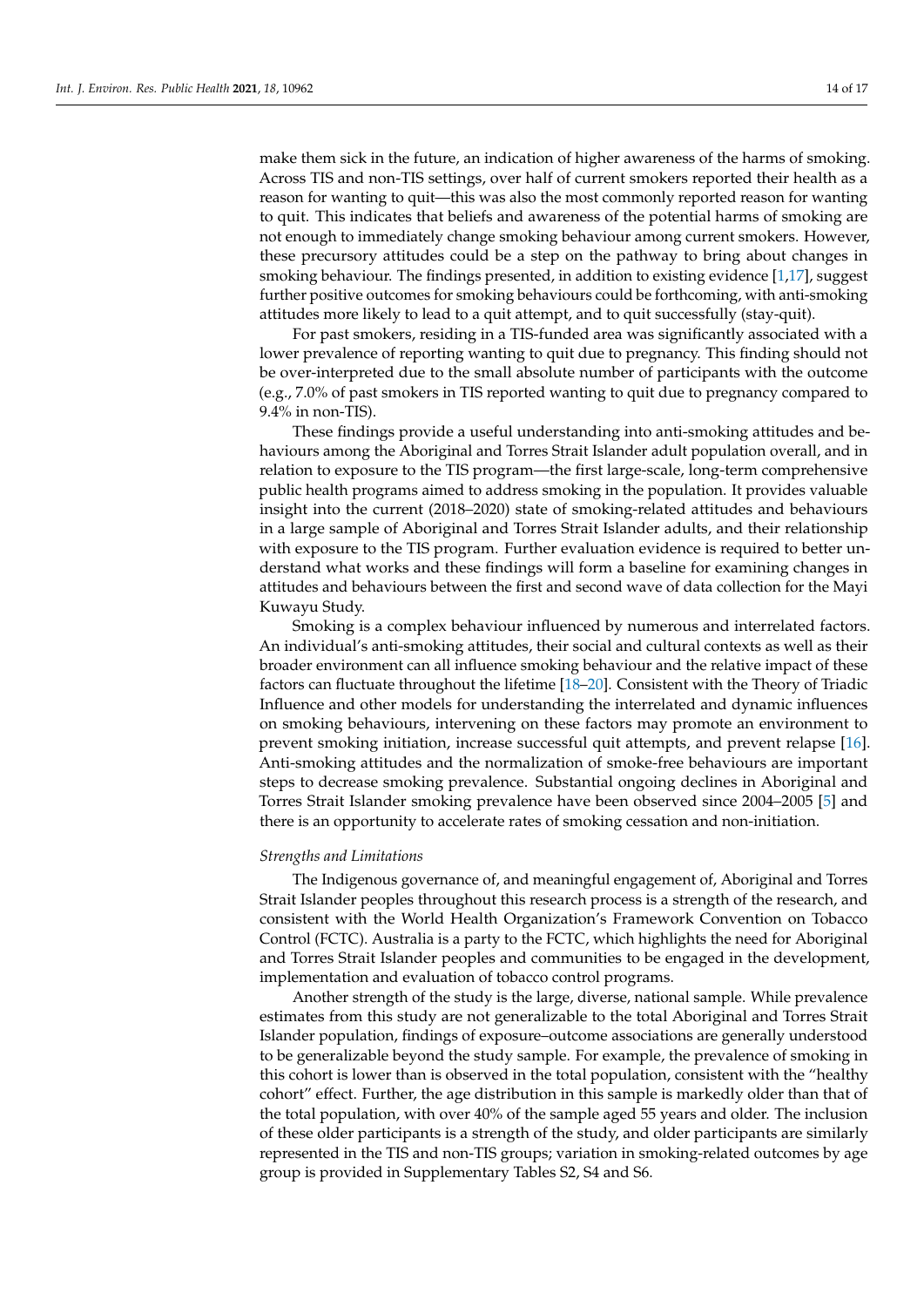make them sick in the future, an indication of higher awareness of the harms of smoking. Across TIS and non-TIS settings, over half of current smokers reported their health as a reason for wanting to quit—this was also the most commonly reported reason for wanting to quit. This indicates that beliefs and awareness of the potential harms of smoking are not enough to immediately change smoking behaviour among current smokers. However, these precursory attitudes could be a step on the pathway to bring about changes in smoking behaviour. The findings presented, in addition to existing evidence [1,17], suggest further positive outcomes for smoking behaviours could be forthcoming, with anti-smoking attitudes more likely to lead to a quit attempt, and to quit successfully (stay-quit).

For past smokers, residing in a TIS-funded area was significantly associated with a lower prevalence of reporting wanting to quit due to pregnancy. This finding should not be over-interpreted due to the small absolute number of participants with the outcome (e.g., 7.0% of past smokers in TIS reported wanting to quit due to pregnancy compared to 9.4% in non-TIS).

These findings provide a useful understanding into anti-smoking attitudes and behaviours among the Aboriginal and Torres Strait Islander adult population overall, and in relation to exposure to the TIS program—the first large-scale, long-term comprehensive public health programs aimed to address smoking in the population. It provides valuable insight into the current (2018–2020) state of smoking-related attitudes and behaviours in a large sample of Aboriginal and Torres Strait Islander adults, and their relationship with exposure to the TIS program. Further evaluation evidence is required to better understand what works and these findings will form a baseline for examining changes in attitudes and behaviours between the first and second wave of data collection for the Mayi Kuwayu Study.

Smoking is a complex behaviour influenced by numerous and interrelated factors. An individual's anti-smoking attitudes, their social and cultural contexts as well as their broader environment can all influence smoking behaviour and the relative impact of these factors can fluctuate throughout the lifetime [18–20]. Consistent with the Theory of Triadic Influence and other models for understanding the interrelated and dynamic influences on smoking behaviours, intervening on these factors may promote an environment to prevent smoking initiation, increase successful quit attempts, and prevent relapse [16]. Anti-smoking attitudes and the normalization of smoke-free behaviours are important steps to decrease smoking prevalence. Substantial ongoing declines in Aboriginal and Torres Strait Islander smoking prevalence have been observed since 2004–2005 [5] and there is an opportunity to accelerate rates of smoking cessation and non-initiation.

*Strengths and Limitations*

The Indigenous governance of, and meaningful engagement of, Aboriginal and Torres Strait Islander peoples throughout this research process is a strength of the research, and consistent with the World Health Organization's Framework Convention on Tobacco Control (FCTC). Australia is a party to the FCTC, which highlights the need for Aboriginal and Torres Strait Islander peoples and communities to be engaged in the development, implementation and evaluation of tobacco control programs.

Another strength of the study is the large, diverse, national sample. While prevalence estimates from this study are not generalizable to the total Aboriginal and Torres Strait Islander population, findings of exposure–outcome associations are generally understood to be generalizable beyond the study sample. For example, the prevalence of smoking in this cohort is lower than is observed in the total population, consistent with the "healthy cohort" effect. Further, the age distribution in this sample is markedly older than that of the total population, with over 40% of the sample aged 55 years and older. The inclusion of these older participants is a strength of the study, and older participants are similarly represented in the TIS and non-TIS groups; variation in smoking-related outcomes by age group is provided in Supplementary Tables S2, S4 and S6.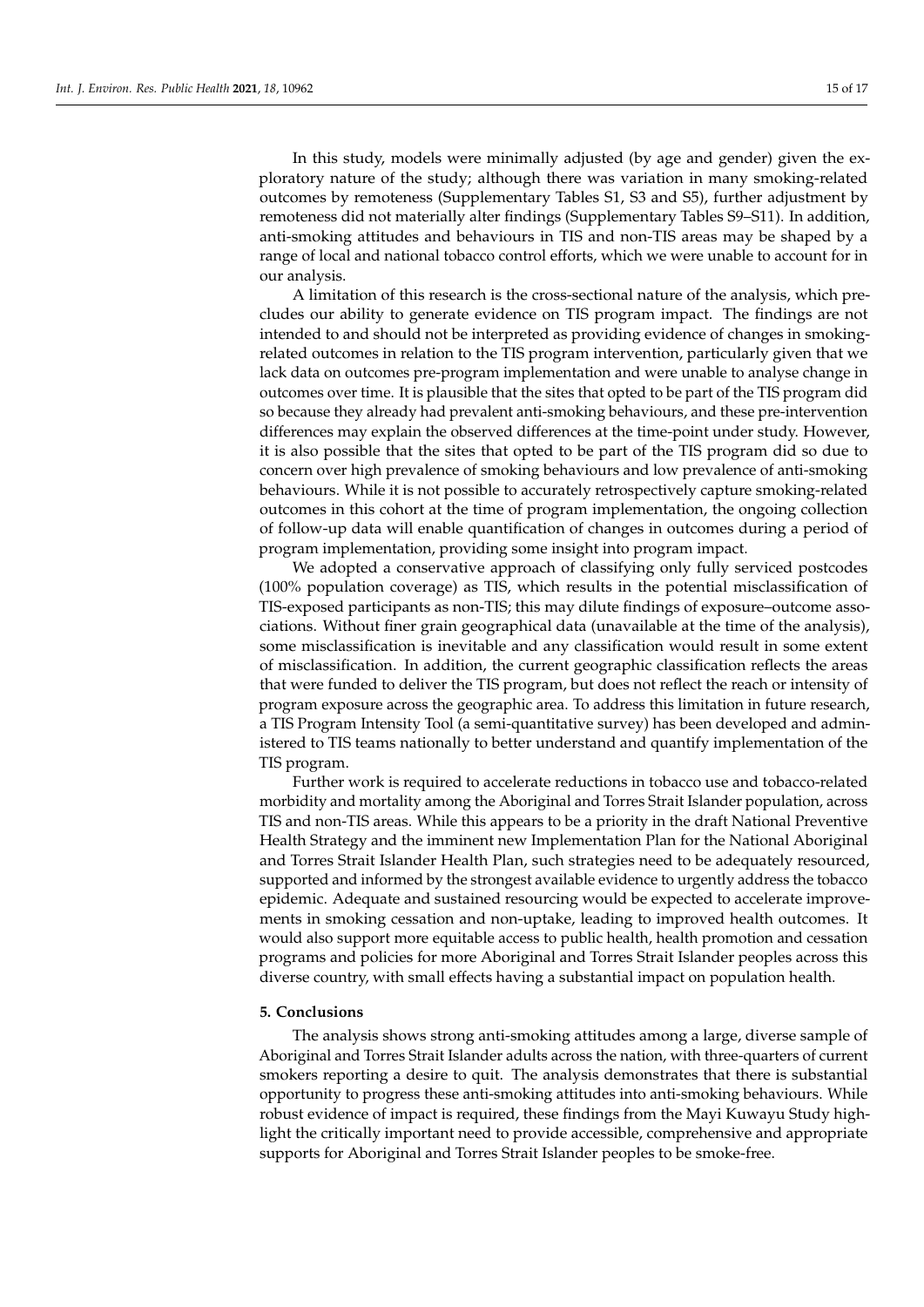In this study, models were minimally adjusted (by age and gender) given the exploratory nature of the study; although there was variation in many smoking-related outcomes by remoteness (Supplementary Tables S1, S3 and S5), further adjustment by remoteness did not materially alter findings (Supplementary Tables S9–S11). In addition, anti-smoking attitudes and behaviours in TIS and non-TIS areas may be shaped by a range of local and national tobacco control efforts, which we were unable to account for in our analysis.

A limitation of this research is the cross-sectional nature of the analysis, which precludes our ability to generate evidence on TIS program impact. The findings are not intended to and should not be interpreted as providing evidence of changes in smoking-related outcomes in relation to the TIS program intervention, particularly given that we lack data on outcomes pre-program implementation and were unable to analyse change in outcomes over time. It is plausible that the sites that opted to be part of the TIS program did so because they already had prevalent anti-smoking behaviours, and these pre-intervention differences may explain the observed differences at the time-point under study. However, it is also possible that the sites that opted to be part of the TIS program did so due to concern over high prevalence of smoking behaviours and low prevalence of anti-smoking behaviours. While it is not possible to accurately retrospectively capture smoking-related outcomes in this cohort at the time of program implementation, the ongoing collection of follow-up data will enable quantification of changes in outcomes during a period of program implementation, providing some insight into program impact.

We adopted a conservative approach of classifying only fully serviced postcodes (100% population coverage) as TIS, which results in the potential misclassification of TIS-exposed participants as non-TIS; this may dilute findings of exposure–outcome associations. Without finer grain geographical data (unavailable at the time of the analysis), some misclassification is inevitable and any classification would result in some extent of misclassification. In addition, the current geographic classification reflects the areas that were funded to deliver the TIS program, but does not reflect the reach or intensity of program exposure across the geographic area. To address this limitation in future research, a TIS Program Intensity Tool (a semi-quantitative survey) has been developed and administered to TIS teams nationally to better understand and quantify implementation of the TIS program.

Further work is required to accelerate reductions in tobacco use and tobacco-related morbidity and mortality among the Aboriginal and Torres Strait Islander population, across TIS and non-TIS areas. While this appears to be a priority in the draft National Preventive Health Strategy and the imminent new Implementation Plan for the National Aboriginal and Torres Strait Islander Health Plan, such strategies need to be adequately resourced, supported and informed by the strongest available evidence to urgently address the tobacco epidemic. Adequate and sustained resourcing would be expected to accelerate improvements in smoking cessation and non-uptake, leading to improved health outcomes. It would also support more equitable access to public health, health promotion and cessation programs and policies for more Aboriginal and Torres Strait Islander peoples across this diverse country, with small effects having a substantial impact on population health.

## 5. Conclusions

The analysis shows strong anti-smoking attitudes among a large, diverse sample of Aboriginal and Torres Strait Islander adults across the nation, with three-quarters of current smokers reporting a desire to quit. The analysis demonstrates that there is substantial opportunity to progress these anti-smoking attitudes into anti-smoking behaviours. While robust evidence of impact is required, these findings from the Mayi Kuwayu Study highlight the critically important need to provide accessible, comprehensive and appropriate supports for Aboriginal and Torres Strait Islander peoples to be smoke-free.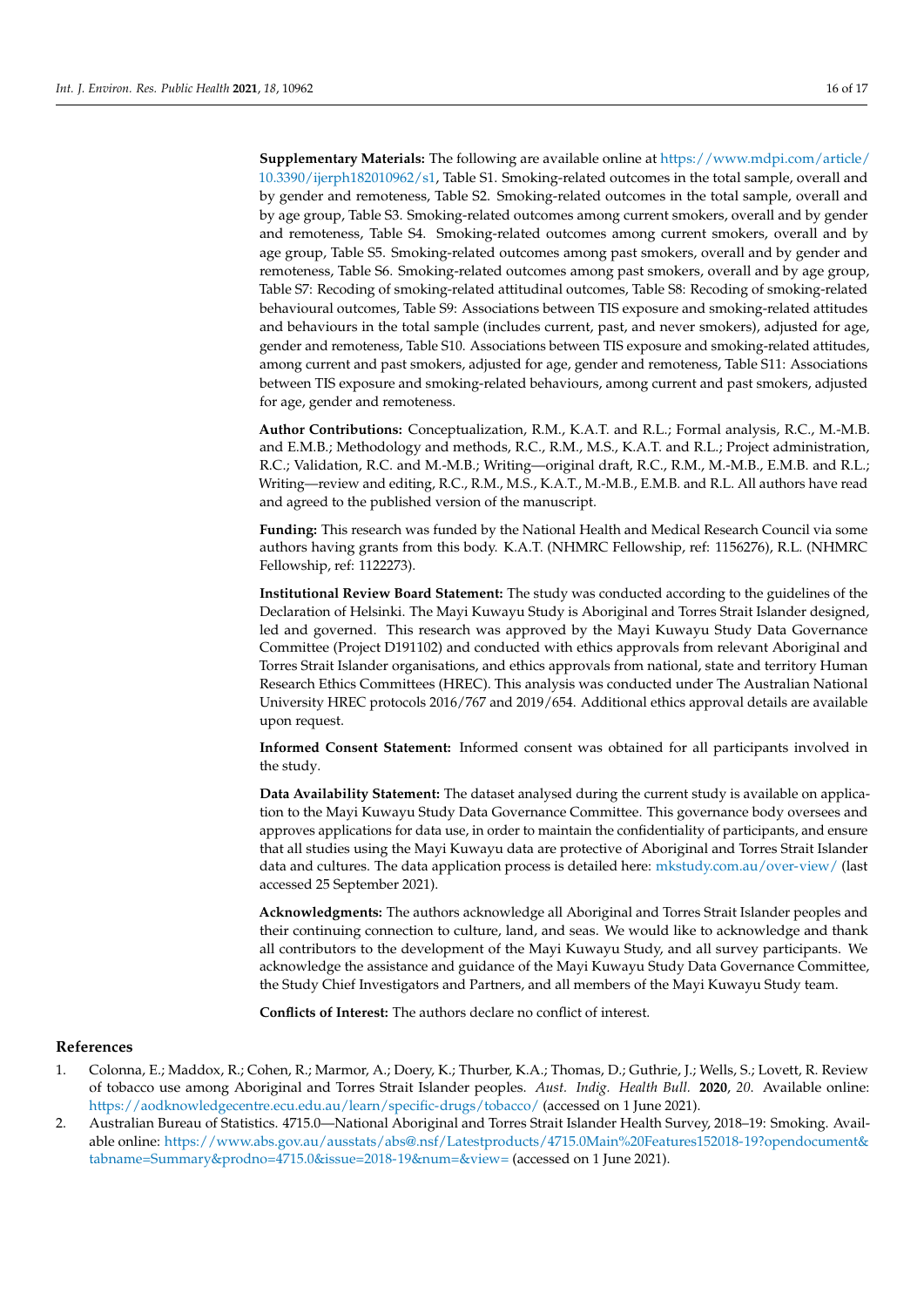**Supplementary Materials:** The following are available online at https://www.mdpi.com/article/10.3390/ijerph182010962/s1, Table S1. Smoking-related outcomes in the total sample, overall and by gender and remoteness, Table S2. Smoking-related outcomes in the total sample, overall and by age group, Table S3. Smoking-related outcomes among current smokers, overall and by gender and remoteness, Table S4. Smoking-related outcomes among current smokers, overall and by age group, Table S5. Smoking-related outcomes among past smokers, overall and by gender and remoteness, Table S6. Smoking-related outcomes among past smokers, overall and by age group, Table S7: Recoding of smoking-related attitudinal outcomes, Table S8: Recoding of smoking-related behavioural outcomes, Table S9: Associations between TIS exposure and smoking-related attitudes and behaviours in the total sample (includes current, past, and never smokers), adjusted for age, gender and remoteness, Table S10. Associations between TIS exposure and smoking-related attitudes, among current and past smokers, adjusted for age, gender and remoteness, Table S11: Associations between TIS exposure and smoking-related behaviours, among current and past smokers, adjusted for age, gender and remoteness.

**Author Contributions:** Conceptualization, R.M., K.A.T. and R.L.; Formal analysis, R.C., M.-M.B. and E.M.B.; Methodology and methods, R.C., R.M., M.S., K.A.T. and R.L.; Project administration, R.C.; Validation, R.C. and M.-M.B.; Writing—original draft, R.C., R.M., M.-M.B., E.M.B. and R.L.; Writing—review and editing, R.C., R.M., M.S., K.A.T., M.-M.B., E.M.B. and R.L. All authors have read and agreed to the published version of the manuscript.

**Funding:** This research was funded by the National Health and Medical Research Council via some authors having grants from this body. K.A.T. (NHMRC Fellowship, ref: 1156276), R.L. (NHMRC Fellowship, ref: 1122273).

**Institutional Review Board Statement:** The study was conducted according to the guidelines of the Declaration of Helsinki. The Mayi Kuwayu Study is Aboriginal and Torres Strait Islander designed, led and governed. This research was approved by the Mayi Kuwayu Study Data Governance Committee (Project D191102) and conducted with ethics approvals from relevant Aboriginal and Torres Strait Islander organisations, and ethics approvals from national, state and territory Human Research Ethics Committees (HREC). This analysis was conducted under The Australian National University HREC protocols 2016/767 and 2019/654. Additional ethics approval details are available upon request.

**Informed Consent Statement:** Informed consent was obtained for all participants involved in the study.

**Data Availability Statement:** The dataset analysed during the current study is available on application to the Mayi Kuwayu Study Data Governance Committee. This governance body oversees and approves applications for data use, in order to maintain the confidentiality of participants, and ensure that all studies using the Mayi Kuwayu data are protective of Aboriginal and Torres Strait Islander data and cultures. The data application process is detailed here: mkstudy.com.au/over-view/ (last accessed 25 September 2021).

**Acknowledgments:** The authors acknowledge all Aboriginal and Torres Strait Islander peoples and their continuing connection to culture, land, and seas. We would like to acknowledge and thank all contributors to the development of the Mayi Kuwayu Study, and all survey participants. We acknowledge the assistance and guidance of the Mayi Kuwayu Study Data Governance Committee, the Study Chief Investigators and Partners, and all members of the Mayi Kuwayu Study team.

**Conflicts of Interest:** The authors declare no conflict of interest.

## References

1. Colonna, E.; Maddox, R.; Cohen, R.; Marmor, A.; Doery, K.; Thurber, K.A.; Thomas, D.; Guthrie, J.; Wells, S.; Lovett, R. Review of tobacco use among Aboriginal and Torres Strait Islander peoples. *Aust. Indig. Health Bull.* **2020**, *20*. Available online: https://aodknowledgecentre.ecu.edu.au/learn/specific-drugs/tobacco/ (accessed on 1 June 2021).
2. Australian Bureau of Statistics. 4715.0—National Aboriginal and Torres Strait Islander Health Survey, 2018–19: Smoking. Available online: https://www.abs.gov.au/ausstats/abs@.nsf/Latestproducts/4715.0Main%20Features152018-19?opendocument&tabname=Summary&prodno=4715.0&issue=2018-19&num=&view= (accessed on 1 June 2021).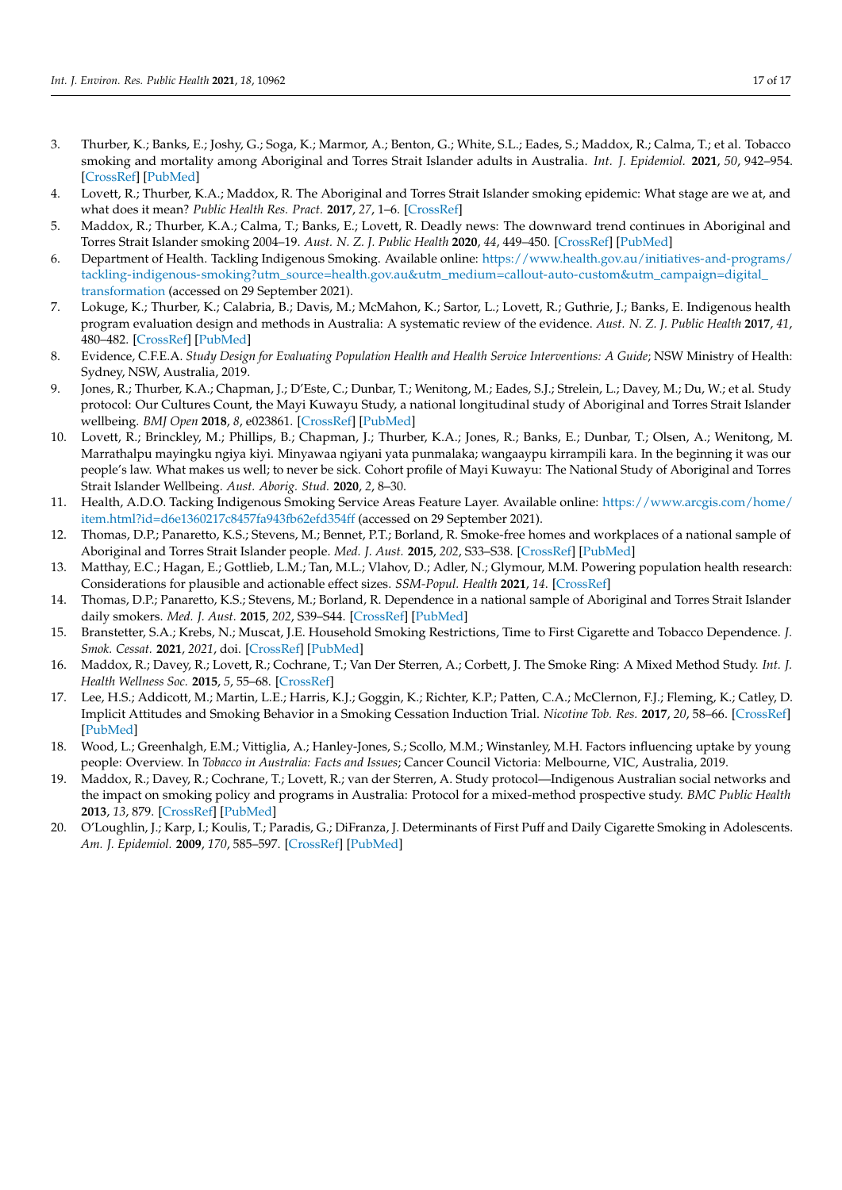3. Thurber, K.; Banks, E.; Joshy, G.; Soga, K.; Marmor, A.; Benton, G.; White, S.L.; Eades, S.; Maddox, R.; Calma, T.; et al. Tobacco smoking and mortality among Aboriginal and Torres Strait Islander adults in Australia. *Int. J. Epidemiol.* **2021**, *50*, 942–954. [CrossRef] [PubMed]
4. Lovett, R.; Thurber, K.A.; Maddox, R. The Aboriginal and Torres Strait Islander smoking epidemic: What stage are we at, and what does it mean? *Public Health Res. Pract.* **2017**, *27*, 1–6. [CrossRef]
5. Maddox, R.; Thurber, K.A.; Calma, T.; Banks, E.; Lovett, R. Deadly news: The downward trend continues in Aboriginal and Torres Strait Islander smoking 2004–19. *Aust. N. Z. J. Public Health* **2020**, *44*, 449–450. [CrossRef] [PubMed]
6. Department of Health. Tackling Indigenous Smoking. Available online: https://www.health.gov.au/initiatives-and-programs/tackling-indigenous-smoking?utm_source=health.gov.au&utm_medium=callout-auto-custom&utm_campaign=digital_transformation (accessed on 29 September 2021).
7. Lokuge, K.; Thurber, K.; Calabria, B.; Davis, M.; McMahon, K.; Sartor, L.; Lovett, R.; Guthrie, J.; Banks, E. Indigenous health program evaluation design and methods in Australia: A systematic review of the evidence. *Aust. N. Z. J. Public Health* **2017**, *41*, 480–482. [CrossRef] [PubMed]
8. Evidence, C.F.E.A. *Study Design for Evaluating Population Health and Health Service Interventions: A Guide*; NSW Ministry of Health: Sydney, NSW, Australia, 2019.
9. Jones, R.; Thurber, K.A.; Chapman, J.; D'Este, C.; Dunbar, T.; Wenitong, M.; Eades, S.J.; Strelein, L.; Davey, M.; Du, W.; et al. Study protocol: Our Cultures Count, the Mayi Kuwayu Study, a national longitudinal study of Aboriginal and Torres Strait Islander wellbeing. *BMJ Open* **2018**, *8*, e023861. [CrossRef] [PubMed]
10. Lovett, R.; Brinckley, M.; Phillips, B.; Chapman, J.; Thurber, K.A.; Jones, R.; Banks, E.; Dunbar, T.; Olsen, A.; Wenitong, M. Marrathalpu mayingku ngiya kiyi. Minyawaa ngiyani yata punmalaka; wangaaypu kirrampili kara. In the beginning it was our people's law. What makes us well; to never be sick. Cohort profile of Mayi Kuwayu: The National Study of Aboriginal and Torres Strait Islander Wellbeing. *Aust. Aborig. Stud.* **2020**, *2*, 8–30.
11. Health, A.D.O. Tacking Indigenous Smoking Service Areas Feature Layer. Available online: https://www.arcgis.com/home/item.html?id=d6e1360217c8457fa943fb62efd354ff (accessed on 29 September 2021).
12. Thomas, D.P.; Panaretto, K.S.; Stevens, M.; Bennet, P.T.; Borland, R. Smoke-free homes and workplaces of a national sample of Aboriginal and Torres Strait Islander people. *Med. J. Aust.* **2015**, *202*, S33–S38. [CrossRef] [PubMed]
13. Matthay, E.C.; Hagan, E.; Gottlieb, L.M.; Tan, M.L.; Vlahov, D.; Adler, N.; Glymour, M.M. Powering population health research: Considerations for plausible and actionable effect sizes. *SSM-Popul. Health* **2021**, *14*. [CrossRef]
14. Thomas, D.P.; Panaretto, K.S.; Stevens, M.; Borland, R. Dependence in a national sample of Aboriginal and Torres Strait Islander daily smokers. *Med. J. Aust.* **2015**, *202*, S39–S44. [CrossRef] [PubMed]
15. Branstetter, S.A.; Krebs, N.; Muscat, J.E. Household Smoking Restrictions, Time to First Cigarette and Tobacco Dependence. *J. Smok. Cessat.* **2021**, *2021*, doi. [CrossRef] [PubMed]
16. Maddox, R.; Davey, R.; Lovett, R.; Cochrane, T.; Van Der Sterren, A.; Corbett, J. The Smoke Ring: A Mixed Method Study. *Int. J. Health Wellness Soc.* **2015**, *5*, 55–68. [CrossRef]
17. Lee, H.S.; Addicott, M.; Martin, L.E.; Harris, K.J.; Goggin, K.; Richter, K.P.; Patten, C.A.; McClernon, F.J.; Fleming, K.; Catley, D. Implicit Attitudes and Smoking Behavior in a Smoking Cessation Induction Trial. *Nicotine Tob. Res.* **2017**, *20*, 58–66. [CrossRef] [PubMed]
18. Wood, L.; Greenhalgh, E.M.; Vittiglia, A.; Hanley-Jones, S.; Scollo, M.M.; Winstanley, M.H. Factors influencing uptake by young people: Overview. In *Tobacco in Australia: Facts and Issues*; Cancer Council Victoria: Melbourne, VIC, Australia, 2019.
19. Maddox, R.; Davey, R.; Cochrane, T.; Lovett, R.; van der Sterren, A. Study protocol—Indigenous Australian social networks and the impact on smoking policy and programs in Australia: Protocol for a mixed-method prospective study. *BMC Public Health* **2013**, *13*, 879. [CrossRef] [PubMed]
20. O'Loughlin, J.; Karp, I.; Koulis, T.; Paradis, G.; DiFranza, J. Determinants of First Puff and Daily Cigarette Smoking in Adolescents. *Am. J. Epidemiol.* **2009**, *170*, 585–597. [CrossRef] [PubMed]